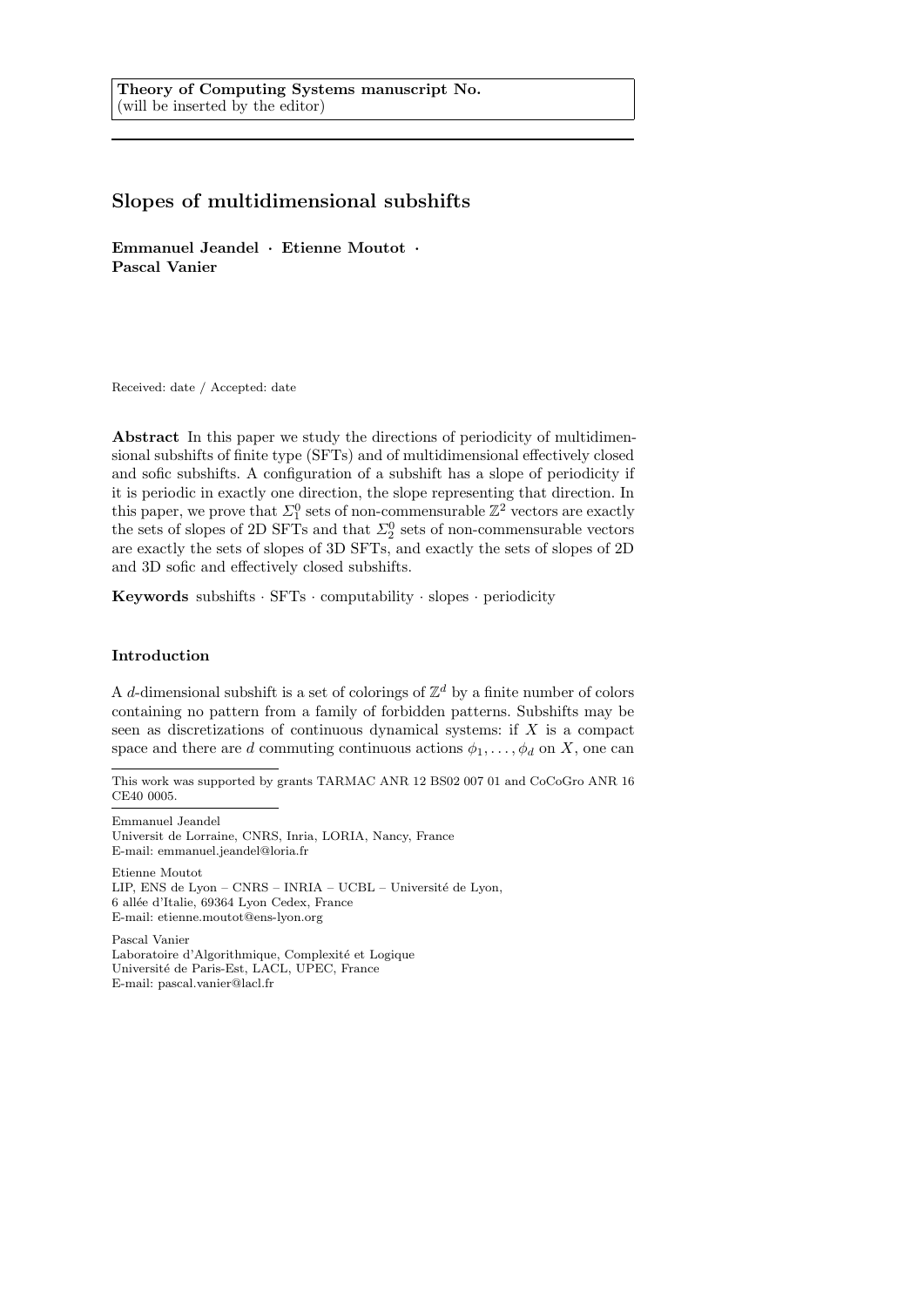**Theory of Computing Systems manuscript No.**
(will be inserted by the editor)

# Slopes of multidimensional subshifts

**Emmanuel Jeandel · Etienne Moutot · Pascal Vanier**

Received: date / Accepted: date

**Abstract** In this paper we study the directions of periodicity of multidimensional subshifts of finite type (SFTs) and of multidimensional effectively closed and sofic subshifts. A configuration of a subshift has a slope of periodicity if it is periodic in exactly one direction, the slope representing that direction. In this paper, we prove that $\Sigma^0_1$ sets of non-commensurable $\mathbb{Z}^2$ vectors are exactly the sets of slopes of 2D SFTs and that $\Sigma^0_2$ sets of non-commensurable vectors are exactly the sets of slopes of 3D SFTs, and exactly the sets of slopes of 2D and 3D sofic and effectively closed subshifts.

**Keywords** subshifts · SFTs · computability · slopes · periodicity

## Introduction

A $d$-dimensional subshift is a set of colorings of $\mathbb{Z}^d$ by a finite number of colors containing no pattern from a family of forbidden patterns. Subshifts may be seen as discretizations of continuous dynamical systems: if $X$ is a compact space and there are $d$ commuting continuous actions $\phi_1, \ldots, \phi_d$ on $X$, one can

---

This work was supported by grants TARMAC ANR 12 BS02 007 01 and CoCoGro ANR 16 CE40 0005.

Emmanuel Jeandel
Universit de Lorraine, CNRS, Inria, LORIA, Nancy, France
E-mail: emmanuel.jeandel@loria.fr

Etienne Moutot
LIP, ENS de Lyon – CNRS – INRIA – UCBL – Université de Lyon,
6 allée d'Italie, 69364 Lyon Cedex, France
E-mail: etienne.moutot@ens-lyon.org

Pascal Vanier
Laboratoire d'Algorithmique, Complexité et Logique
Université de Paris-Est, LACL, UPEC, France
E-mail: pascal.vanier@lacl.fr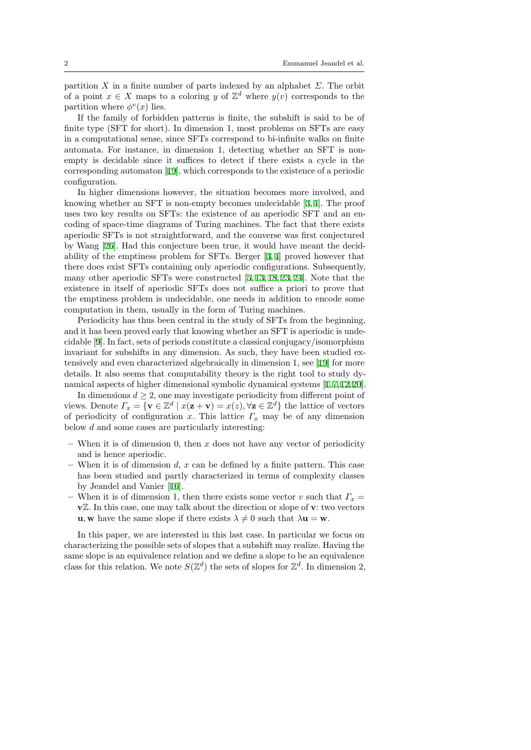partition $X$ in a finite number of parts indexed by an alphabet $\Sigma$. The orbit of a point $x \in X$ maps to a coloring $y$ of $\mathbb{Z}^d$ where $y(v)$ corresponds to the partition where $\phi^v(x)$ lies.

If the family of forbidden patterns is finite, the subshift is said to be of finite type (SFT for short). In dimension 1, most problems on SFTs are easy in a computational sense, since SFTs correspond to bi-infinite walks on finite automata. For instance, in dimension 1, detecting whether an SFT is non-empty is decidable since it suffices to detect if there exists a cycle in the corresponding automaton [19], which corresponds to the existence of a periodic configuration.

In higher dimensions however, the situation becomes more involved, and knowing whether an SFT is non-empty becomes undecidable [3,4]. The proof uses two key results on SFTs: the existence of an aperiodic SFT and an encoding of space-time diagrams of Turing machines. The fact that there exists aperiodic SFTs is not straightforward, and the converse was first conjectured by Wang [26]. Had this conjecture been true, it would have meant the decidability of the emptiness problem for SFTs. Berger [3,4] proved however that there does exist SFTs containing only aperiodic configurations. Subsequently, many other aperiodic SFTs were constructed [5,13,18,23,24]. Note that the existence in itself of aperiodic SFTs does not suffice a priori to prove that the emptiness problem is undecidable, one needs in addition to encode some computation in them, usually in the form of Turing machines.

Periodicity has thus been central in the study of SFTs from the beginning, and it has been proved early that knowing whether an SFT is aperiodic is undecidable [9]. In fact, sets of periods constitute a classical conjugacy/isomorphism invariant for subshifts in any dimension. As such, they have been studied extensively and even characterized algebraically in dimension 1, see [19] for more details. It also seems that computability theory is the right tool to study dynamical aspects of higher dimensional symbolic dynamical systems [1,7,12,20].

In dimensions $d \geq 2$, one may investigate periodicity from different point of views. Denote $\Gamma_x = \{\mathbf{v} \in \mathbb{Z}^d \mid x(\mathbf{z} + \mathbf{v}) = x(z), \forall \mathbf{z} \in \mathbb{Z}^d\}$ the lattice of vectors of periodicity of configuration $x$. This lattice $\Gamma_x$ may be of any dimension below $d$ and some cases are particularly interesting:

- When it is of dimension 0, then $x$ does not have any vector of periodicity and is hence aperiodic.
- When it is of dimension $d$, $x$ can be defined by a finite pattern. This case has been studied and partly characterized in terms of complexity classes by Jeandel and Vanier [16].
- When it is of dimension 1, then there exists some vector $v$ such that $\Gamma_x = \mathbf{v}\mathbb{Z}$. In this case, one may talk about the direction or slope of $\mathbf{v}$: two vectors $\mathbf{u}, \mathbf{w}$ have the same slope if there exists $\lambda \neq 0$ such that $\lambda \mathbf{u} = \mathbf{w}$.

In this paper, we are interested in this last case. In particular we focus on characterizing the possible sets of slopes that a subshift may realize. Having the same slope is an equivalence relation and we define a slope to be an equivalence class for this relation. We note $S(\mathbb{Z}^d)$ the sets of slopes for $\mathbb{Z}^d$. In dimension 2,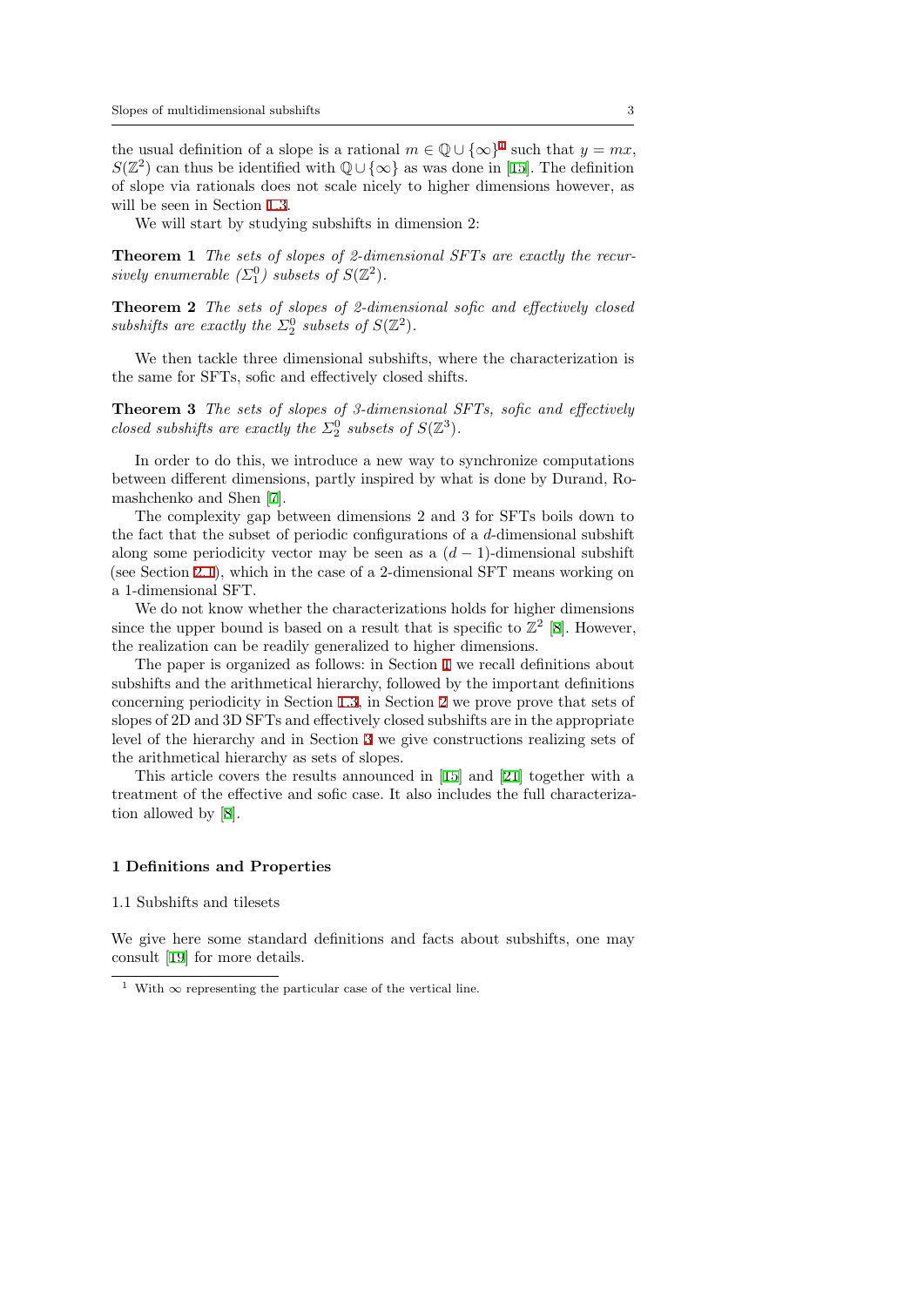the usual definition of a slope is a rational $m \in \mathbb{Q} \cup \{\infty\}$[1] such that $y = mx$, $S(\mathbb{Z}^2)$ can thus be identified with $\mathbb{Q} \cup \{\infty\}$ as was done in [15]. The definition of slope via rationals does not scale nicely to higher dimensions however, as will be seen in Section 1.3.

We will start by studying subshifts in dimension 2:

**Theorem 1** *The sets of slopes of 2-dimensional SFTs are exactly the recursively enumerable ($\Sigma_1^0$) subsets of $S(\mathbb{Z}^2)$.*

**Theorem 2** *The sets of slopes of 2-dimensional sofic and effectively closed subshifts are exactly the $\Sigma_2^0$ subsets of $S(\mathbb{Z}^2)$.*

We then tackle three dimensional subshifts, where the characterization is the same for SFTs, sofic and effectively closed shifts.

**Theorem 3** *The sets of slopes of 3-dimensional SFTs, sofic and effectively closed subshifts are exactly the $\Sigma_2^0$ subsets of $S(\mathbb{Z}^3)$.*

In order to do this, we introduce a new way to synchronize computations between different dimensions, partly inspired by what is done by Durand, Romashchenko and Shen [7].

The complexity gap between dimensions 2 and 3 for SFTs boils down to the fact that the subset of periodic configurations of a $d$-dimensional subshift along some periodicity vector may be seen as a $(d-1)$-dimensional subshift (see Section 2.1), which in the case of a 2-dimensional SFT means working on a 1-dimensional SFT.

We do not know whether the characterizations holds for higher dimensions since the upper bound is based on a result that is specific to $\mathbb{Z}^2$ [8]. However, the realization can be readily generalized to higher dimensions.

The paper is organized as follows: in Section 1 we recall definitions about subshifts and the arithmetical hierarchy, followed by the important definitions concerning periodicity in Section 1.3, in Section 2 we prove prove that sets of slopes of 2D and 3D SFTs and effectively closed subshifts are in the appropriate level of the hierarchy and in Section 3 we give constructions realizing sets of the arithmetical hierarchy as sets of slopes.

This article covers the results announced in [15] and [21] together with a treatment of the effective and sofic case. It also includes the full characterization allowed by [8].

## 1 Definitions and Properties

### 1.1 Subshifts and tilesets

We give here some standard definitions and facts about subshifts, one may consult [19] for more details.

[1] With $\infty$ representing the particular case of the vertical line.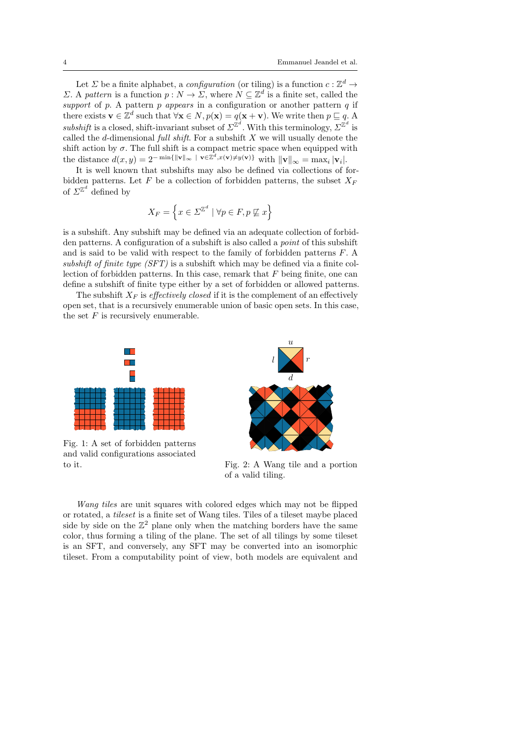Let $\Sigma$ be a finite alphabet, a *configuration* (or tiling) is a function $c : \mathbb{Z}^d \to \Sigma$. A *pattern* is a function $p : N \to \Sigma$, where $N \subseteq \mathbb{Z}^d$ is a finite set, called the *support* of $p$. A pattern $p$ *appears* in a configuration or another pattern $q$ if there exists $\mathbf{v} \in \mathbb{Z}^d$ such that $\forall \mathbf{x} \in N, p(\mathbf{x}) = q(\mathbf{x} + \mathbf{v})$. We write then $p \sqsubseteq q$. A *subshift* is a closed, shift-invariant subset of $\Sigma^{\mathbb{Z}^d}$. With this terminology, $\Sigma^{\mathbb{Z}^d}$ is called the $d$-dimensional *full shift*. For a subshift $X$ we will usually denote the shift action by $\sigma$. The full shift is a compact metric space when equipped with the distance $d(x, y) = 2^{-\min\{\|\mathbf{v}\|_\infty \mid \mathbf{v} \in \mathbb{Z}^d, x(\mathbf{v}) \neq y(\mathbf{v})\}}$ with $\|\mathbf{v}\|_\infty = \max_i |\mathbf{v}_i|$.

It is well known that subshifts may also be defined via collections of forbidden patterns. Let $F$ be a collection of forbidden patterns, the subset $X_F$ of $\Sigma^{\mathbb{Z}^d}$ defined by

$$X_F = \left\{ x \in \Sigma^{\mathbb{Z}^d} \mid \forall p \in F, p \not\sqsubseteq x \right\}$$

is a subshift. Any subshift may be defined via an adequate collection of forbidden patterns. A configuration of a subshift is also called a *point* of this subshift and is said to be valid with respect to the family of forbidden patterns $F$. A *subshift of finite type (SFT)* is a subshift which may be defined via a finite collection of forbidden patterns. In this case, remark that $F$ being finite, one can define a subshift of finite type either by a set of forbidden or allowed patterns.

The subshift $X_F$ is *effectively closed* if it is the complement of an effectively open set, that is a recursively enumerable union of basic open sets. In this case, the set $F$ is recursively enumerable.

Fig. 1: A set of forbidden patterns and valid configurations associated to it.

Fig. 2: A Wang tile and a portion of a valid tiling.

*Wang tiles* are unit squares with colored edges which may not be flipped or rotated, a *tileset* is a finite set of Wang tiles. Tiles of a tileset maybe placed side by side on the $\mathbb{Z}^2$ plane only when the matching borders have the same color, thus forming a tiling of the plane. The set of all tilings by some tileset is an SFT, and conversely, any SFT may be converted into an isomorphic tileset. From a computability point of view, both models are equivalent and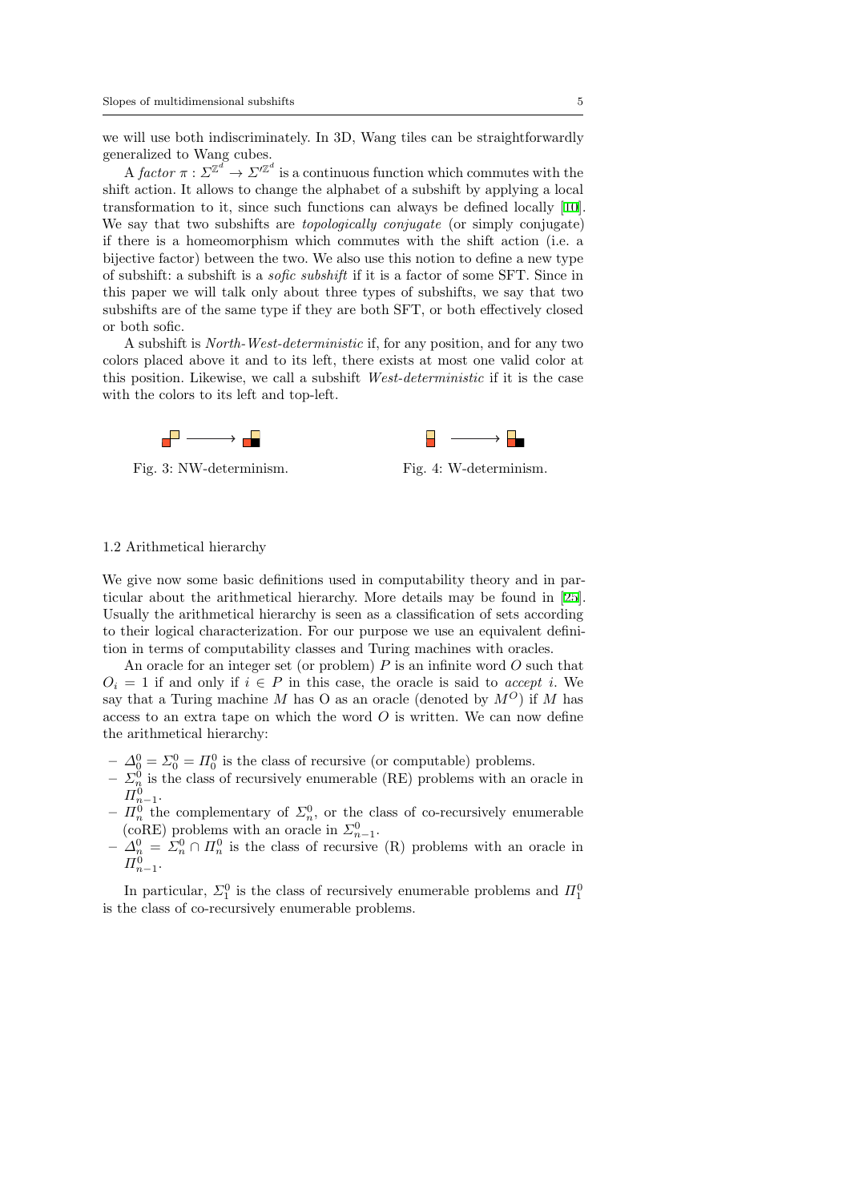we will use both indiscriminately. In 3D, Wang tiles can be straightforwardly generalized to Wang cubes.

A *factor* $\pi : \Sigma^{\mathbb{Z}^d} \to \Sigma'^{\mathbb{Z}^d}$ is a continuous function which commutes with the shift action. It allows to change the alphabet of a subshift by applying a local transformation to it, since such functions can always be defined locally [10]. We say that two subshifts are *topologically conjugate* (or simply conjugate) if there is a homeomorphism which commutes with the shift action (i.e. a bijective factor) between the two. We also use this notion to define a new type of subshift: a subshift is a *sofic subshift* if it is a factor of some SFT. Since in this paper we will talk only about three types of subshifts, we say that two subshifts are of the same type if they are both SFT, or both effectively closed or both sofic.

A subshift is *North-West-deterministic* if, for any position, and for any two colors placed above it and to its left, there exists at most one valid color at this position. Likewise, we call a subshift *West-deterministic* if it is the case with the colors to its left and top-left.

Fig. 3: NW-determinism.

Fig. 4: W-determinism.

### 1.2 Arithmetical hierarchy

We give now some basic definitions used in computability theory and in particular about the arithmetical hierarchy. More details may be found in [25]. Usually the arithmetical hierarchy is seen as a classification of sets according to their logical characterization. For our purpose we use an equivalent definition in terms of computability classes and Turing machines with oracles.

An oracle for an integer set (or problem) $P$ is an infinite word $O$ such that $O_i = 1$ if and only if $i \in P$ in this case, the oracle is said to *accept* $i$. We say that a Turing machine $M$ has O as an oracle (denoted by $M^O$) if $M$ has access to an extra tape on which the word $O$ is written. We can now define the arithmetical hierarchy:

- $\Delta_0^0 = \Sigma_0^0 = \Pi_0^0$ is the class of recursive (or computable) problems.
- $\Sigma_n^0$ is the class of recursively enumerable (RE) problems with an oracle in $\Pi_{n-1}^0$.
- $\Pi_n^0$ the complementary of $\Sigma_n^0$, or the class of co-recursively enumerable (coRE) problems with an oracle in $\Sigma_{n-1}^0$.
- $\Delta_n^0 = \Sigma_n^0 \cap \Pi_n^0$ is the class of recursive (R) problems with an oracle in $\Pi_{n-1}^0$.

In particular, $\Sigma_1^0$ is the class of recursively enumerable problems and $\Pi_1^0$ is the class of co-recursively enumerable problems.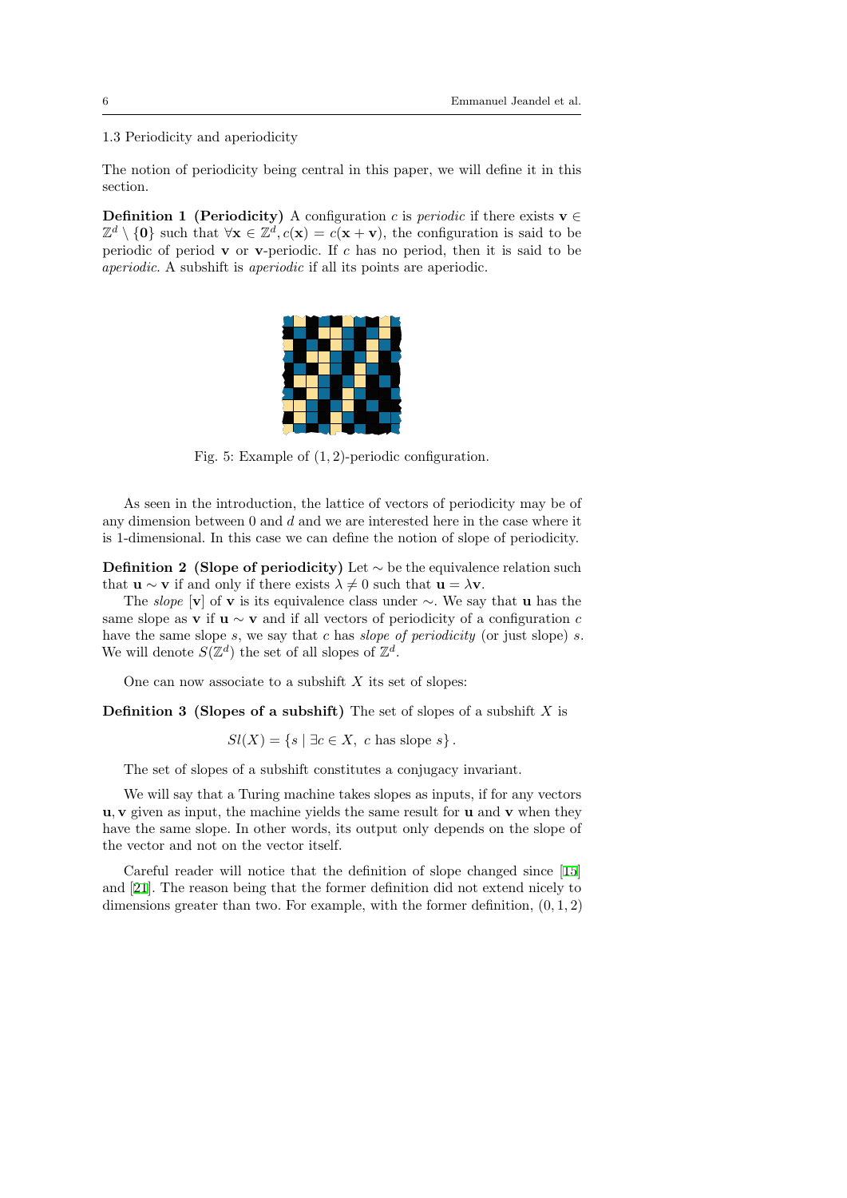### 1.3 Periodicity and aperiodicity

The notion of periodicity being central in this paper, we will define it in this section.

**Definition 1 (Periodicity)** A configuration $c$ is *periodic* if there exists $\mathbf{v} \in \mathbb{Z}^d \setminus \{\mathbf{0}\}$ such that $\forall \mathbf{x} \in \mathbb{Z}^d, c(\mathbf{x}) = c(\mathbf{x} + \mathbf{v})$, the configuration is said to be periodic of period $\mathbf{v}$ or $\mathbf{v}$-periodic. If $c$ has no period, then it is said to be *aperiodic*. A subshift is *aperiodic* if all its points are aperiodic.

Fig. 5: Example of $(1, 2)$-periodic configuration.

As seen in the introduction, the lattice of vectors of periodicity may be of any dimension between 0 and $d$ and we are interested here in the case where it is 1-dimensional. In this case we can define the notion of slope of periodicity.

**Definition 2 (Slope of periodicity)** Let $\sim$ be the equivalence relation such that $\mathbf{u} \sim \mathbf{v}$ if and only if there exists $\lambda \neq 0$ such that $\mathbf{u} = \lambda \mathbf{v}$.

The *slope* $[\mathbf{v}]$ of $\mathbf{v}$ is its equivalence class under $\sim$. We say that $\mathbf{u}$ has the same slope as $\mathbf{v}$ if $\mathbf{u} \sim \mathbf{v}$ and if all vectors of periodicity of a configuration $c$ have the same slope $s$, we say that $c$ has *slope of periodicity* (or just slope) $s$. We will denote $S(\mathbb{Z}^d)$ the set of all slopes of $\mathbb{Z}^d$.

One can now associate to a subshift $X$ its set of slopes:

**Definition 3 (Slopes of a subshift)** The set of slopes of a subshift $X$ is

$$Sl(X) = \{s \mid \exists c \in X,\ c \text{ has slope } s\}.$$

The set of slopes of a subshift constitutes a conjugacy invariant.

We will say that a Turing machine takes slopes as inputs, if for any vectors $\mathbf{u}, \mathbf{v}$ given as input, the machine yields the same result for $\mathbf{u}$ and $\mathbf{v}$ when they have the same slope. In other words, its output only depends on the slope of the vector and not on the vector itself.

Careful reader will notice that the definition of slope changed since [15] and [21]. The reason being that the former definition did not extend nicely to dimensions greater than two. For example, with the former definition, $(0, 1, 2)$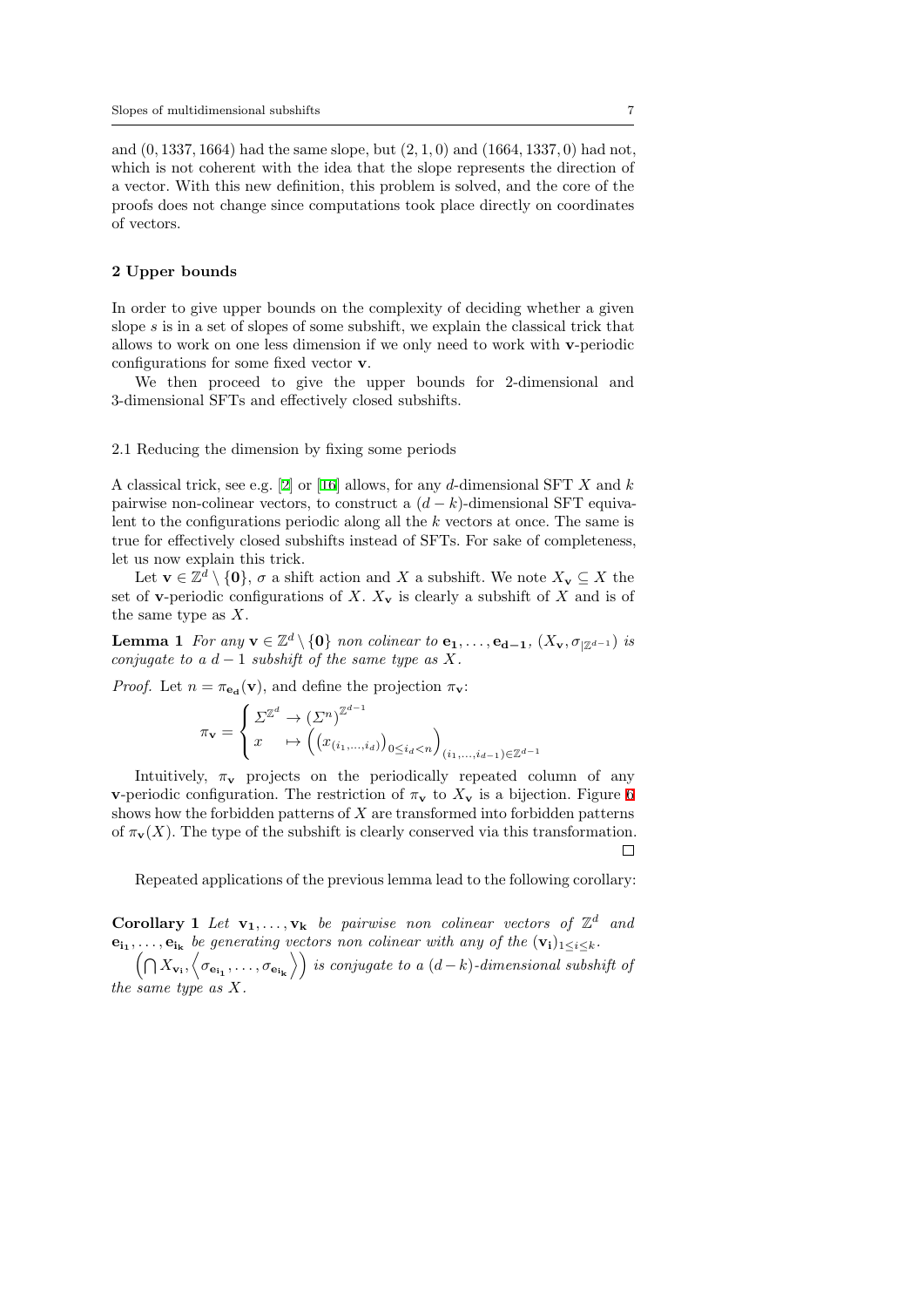and $(0, 1337, 1664)$ had the same slope, but $(2, 1, 0)$ and $(1664, 1337, 0)$ had not, which is not coherent with the idea that the slope represents the direction of a vector. With this new definition, this problem is solved, and the core of the proofs does not change since computations took place directly on coordinates of vectors.

## 2 Upper bounds

In order to give upper bounds on the complexity of deciding whether a given slope $s$ is in a set of slopes of some subshift, we explain the classical trick that allows to work on one less dimension if we only need to work with $\mathbf{v}$-periodic configurations for some fixed vector $\mathbf{v}$.

We then proceed to give the upper bounds for 2-dimensional and 3-dimensional SFTs and effectively closed subshifts.

### 2.1 Reducing the dimension by fixing some periods

A classical trick, see e.g. [2] or [16] allows, for any $d$-dimensional SFT $X$ and $k$ pairwise non-colinear vectors, to construct a $(d-k)$-dimensional SFT equivalent to the configurations periodic along all the $k$ vectors at once. The same is true for effectively closed subshifts instead of SFTs. For sake of completeness, let us now explain this trick.

Let $\mathbf{v} \in \mathbb{Z}^d \setminus \{\mathbf{0}\}$, $\sigma$ a shift action and $X$ a subshift. We note $X_{\mathbf{v}} \subseteq X$ the set of $\mathbf{v}$-periodic configurations of $X$. $X_{\mathbf{v}}$ is clearly a subshift of $X$ and is of the same type as $X$.

**Lemma 1** *For any $\mathbf{v} \in \mathbb{Z}^d \setminus \{\mathbf{0}\}$ non colinear to $\mathbf{e_1}, \ldots, \mathbf{e_{d-1}}$, $(X_{\mathbf{v}}, \sigma_{|\mathbb{Z}^{d-1}})$ is conjugate to a $d-1$ subshift of the same type as $X$.*

*Proof.* Let $n = \pi_{\mathbf{e_d}}(\mathbf{v})$, and define the projection $\pi_{\mathbf{v}}$:

$$\pi_{\mathbf{v}} = \begin{cases} \Sigma^{\mathbb{Z}^d} \to \left(\Sigma^n\right)^{\mathbb{Z}^{d-1}} \\ x \quad \mapsto \left(\left(x_{(i_1,\ldots,i_d)}\right)_{0 \le i_d < n}\right)_{(i_1,\ldots,i_{d-1}) \in \mathbb{Z}^{d-1}} \end{cases}$$

Intuitively, $\pi_{\mathbf{v}}$ projects on the periodically repeated column of any $\mathbf{v}$-periodic configuration. The restriction of $\pi_{\mathbf{v}}$ to $X_{\mathbf{v}}$ is a bijection. Figure 6 shows how the forbidden patterns of $X$ are transformed into forbidden patterns of $\pi_{\mathbf{v}}(X)$. The type of the subshift is clearly conserved via this transformation. □

Repeated applications of the previous lemma lead to the following corollary:

**Corollary 1** *Let $\mathbf{v_1}, \ldots, \mathbf{v_k}$ be pairwise non colinear vectors of $\mathbb{Z}^d$ and $\mathbf{e_{i_1}}, \ldots, \mathbf{e_{i_k}}$ be generating vectors non colinear with any of the $(\mathbf{v_i})_{1 \le i \le k}$.*

*$\left(\bigcap X_{\mathbf{v_i}}, \left\langle \sigma_{\mathbf{e_{i_1}}}, \ldots, \sigma_{\mathbf{e_{i_k}}} \right\rangle\right)$ is conjugate to a $(d-k)$-dimensional subshift of the same type as $X$.*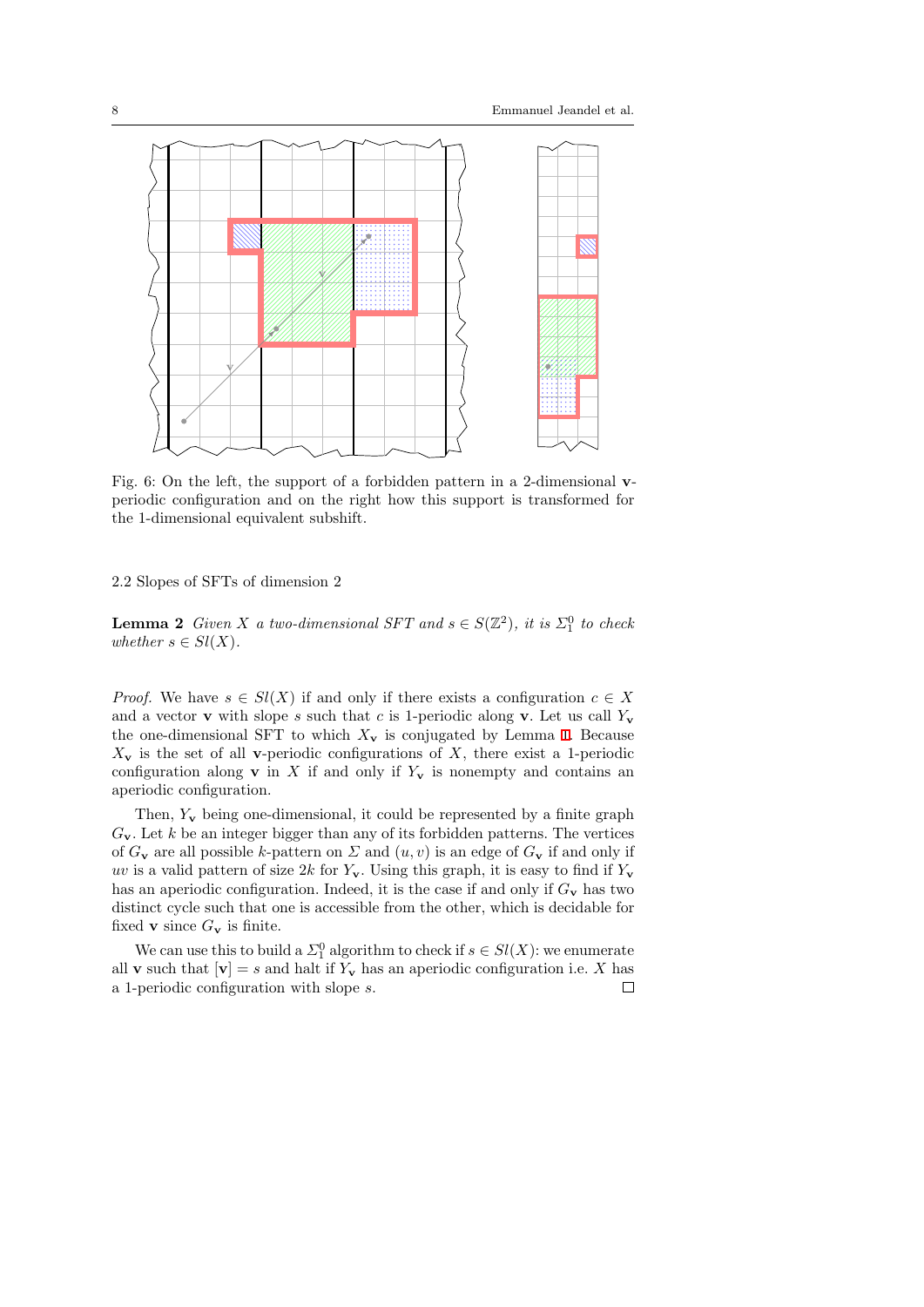Fig. 6: On the left, the support of a forbidden pattern in a 2-dimensional $\mathbf{v}$-periodic configuration and on the right how this support is transformed for the 1-dimensional equivalent subshift.

### 2.2 Slopes of SFTs of dimension 2

**Lemma 2** *Given $X$ a two-dimensional SFT and $s \in S(\mathbb{Z}^2)$, it is $\Sigma_1^0$ to check whether $s \in Sl(X)$.*

*Proof.* We have $s \in Sl(X)$ if and only if there exists a configuration $c \in X$ and a vector $\mathbf{v}$ with slope $s$ such that $c$ is 1-periodic along $\mathbf{v}$. Let us call $Y_{\mathbf{v}}$ the one-dimensional SFT to which $X_{\mathbf{v}}$ is conjugated by Lemma 1. Because $X_{\mathbf{v}}$ is the set of all $\mathbf{v}$-periodic configurations of $X$, there exist a 1-periodic configuration along $\mathbf{v}$ in $X$ if and only if $Y_{\mathbf{v}}$ is nonempty and contains an aperiodic configuration.

Then, $Y_{\mathbf{v}}$ being one-dimensional, it could be represented by a finite graph $G_{\mathbf{v}}$. Let $k$ be an integer bigger than any of its forbidden patterns. The vertices of $G_{\mathbf{v}}$ are all possible $k$-pattern on $\Sigma$ and $(u, v)$ is an edge of $G_{\mathbf{v}}$ if and only if $uv$ is a valid pattern of size $2k$ for $Y_{\mathbf{v}}$. Using this graph, it is easy to find if $Y_{\mathbf{v}}$ has an aperiodic configuration. Indeed, it is the case if and only if $G_{\mathbf{v}}$ has two distinct cycle such that one is accessible from the other, which is decidable for fixed $\mathbf{v}$ since $G_{\mathbf{v}}$ is finite.

We can use this to build a $\Sigma_1^0$ algorithm to check if $s \in Sl(X)$: we enumerate all $\mathbf{v}$ such that $[\mathbf{v}] = s$ and halt if $Y_{\mathbf{v}}$ has an aperiodic configuration i.e. $X$ has a 1-periodic configuration with slope $s$. □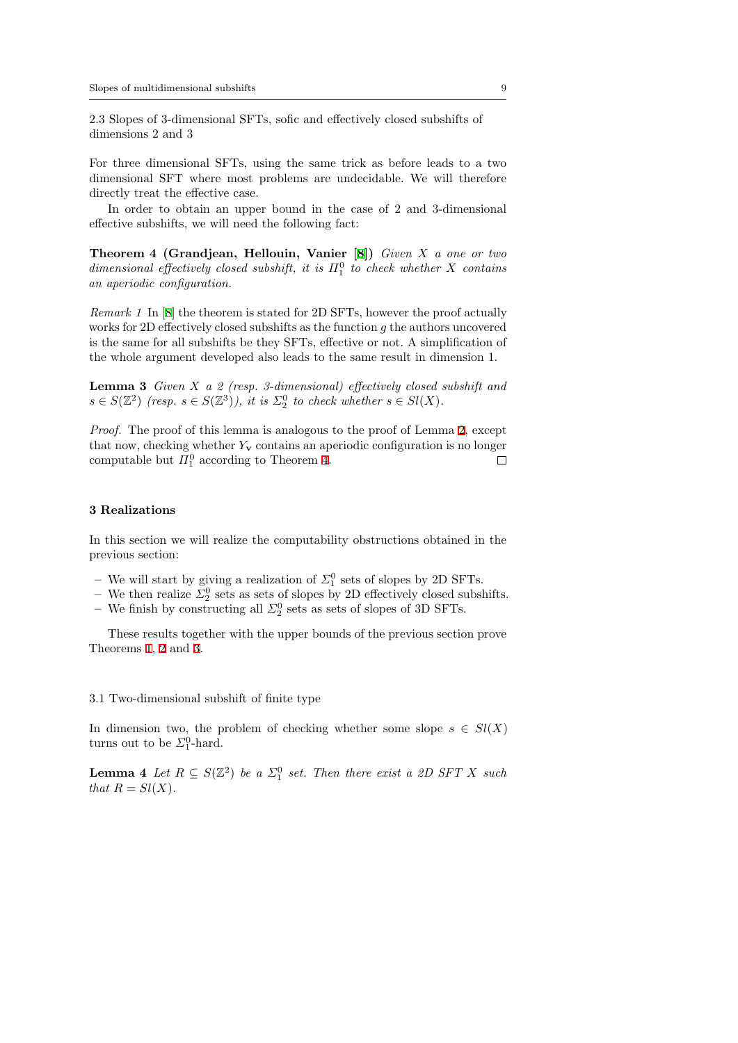### 2.3 Slopes of 3-dimensional SFTs, sofic and effectively closed subshifts of dimensions 2 and 3

For three dimensional SFTs, using the same trick as before leads to a two dimensional SFT where most problems are undecidable. We will therefore directly treat the effective case.

In order to obtain an upper bound in the case of 2 and 3-dimensional effective subshifts, we will need the following fact:

**Theorem 4 (Grandjean, Hellouin, Vanier [8])** *Given $X$ a one or two dimensional effectively closed subshift, it is $\Pi_1^0$ to check whether $X$ contains an aperiodic configuration.*

*Remark 1* In [8] the theorem is stated for 2D SFTs, however the proof actually works for 2D effectively closed subshifts as the function $g$ the authors uncovered is the same for all subshifts be they SFTs, effective or not. A simplification of the whole argument developed also leads to the same result in dimension 1.

**Lemma 3** *Given $X$ a 2 (resp. 3-dimensional) effectively closed subshift and $s \in S(\mathbb{Z}^2)$ (resp. $s \in S(\mathbb{Z}^3)$), it is $\Sigma_2^0$ to check whether $s \in Sl(X)$.*

*Proof.* The proof of this lemma is analogous to the proof of Lemma 2, except that now, checking whether $Y_{\mathbf{v}}$ contains an aperiodic configuration is no longer computable but $\Pi_1^0$ according to Theorem 4. □

## 3 Realizations

In this section we will realize the computability obstructions obtained in the previous section:

- We will start by giving a realization of $\Sigma_1^0$ sets of slopes by 2D SFTs.
- We then realize $\Sigma_2^0$ sets as sets of slopes by 2D effectively closed subshifts.
- We finish by constructing all $\Sigma_2^0$ sets as sets of slopes of 3D SFTs.

These results together with the upper bounds of the previous section prove Theorems 1, 2 and 3.

### 3.1 Two-dimensional subshift of finite type

In dimension two, the problem of checking whether some slope $s \in Sl(X)$ turns out to be $\Sigma_1^0$-hard.

**Lemma 4** *Let $R \subseteq S(\mathbb{Z}^2)$ be a $\Sigma_1^0$ set. Then there exist a 2D SFT $X$ such that $R = Sl(X)$.*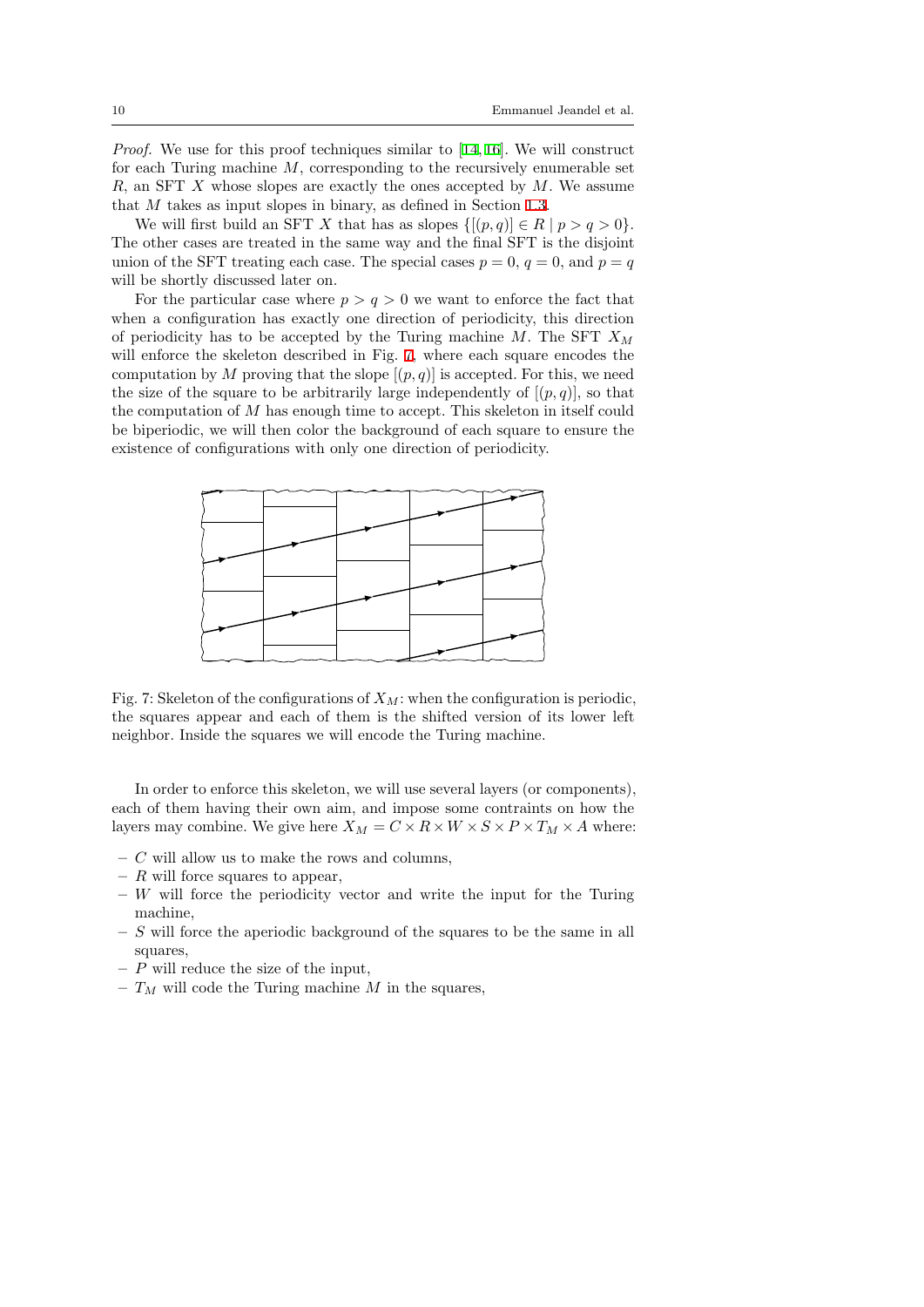*Proof.* We use for this proof techniques similar to [14, 16]. We will construct for each Turing machine $M$, corresponding to the recursively enumerable set $R$, an SFT $X$ whose slopes are exactly the ones accepted by $M$. We assume that $M$ takes as input slopes in binary, as defined in Section 1.3.

We will first build an SFT $X$ that has as slopes $\{[(p, q)] \in R \mid p > q > 0\}$. The other cases are treated in the same way and the final SFT is the disjoint union of the SFT treating each case. The special cases $p = 0$, $q = 0$, and $p = q$ will be shortly discussed later on.

For the particular case where $p > q > 0$ we want to enforce the fact that when a configuration has exactly one direction of periodicity, this direction of periodicity has to be accepted by the Turing machine $M$. The SFT $X_M$ will enforce the skeleton described in Fig. 7, where each square encodes the computation by $M$ proving that the slope $[(p, q)]$ is accepted. For this, we need the size of the square to be arbitrarily large independently of $[(p, q)]$, so that the computation of $M$ has enough time to accept. This skeleton in itself could be biperiodic, we will then color the background of each square to ensure the existence of configurations with only one direction of periodicity.

Fig. 7: Skeleton of the configurations of $X_M$: when the configuration is periodic, the squares appear and each of them is the shifted version of its lower left neighbor. Inside the squares we will encode the Turing machine.

In order to enforce this skeleton, we will use several layers (or components), each of them having their own aim, and impose some contraints on how the layers may combine. We give here $X_M = C \times R \times W \times S \times P \times T_M \times A$ where:

- $C$ will allow us to make the rows and columns,
- $R$ will force squares to appear,
- $W$ will force the periodicity vector and write the input for the Turing machine,
- $S$ will force the aperiodic background of the squares to be the same in all squares,
- $P$ will reduce the size of the input,
- $T_M$ will code the Turing machine $M$ in the squares,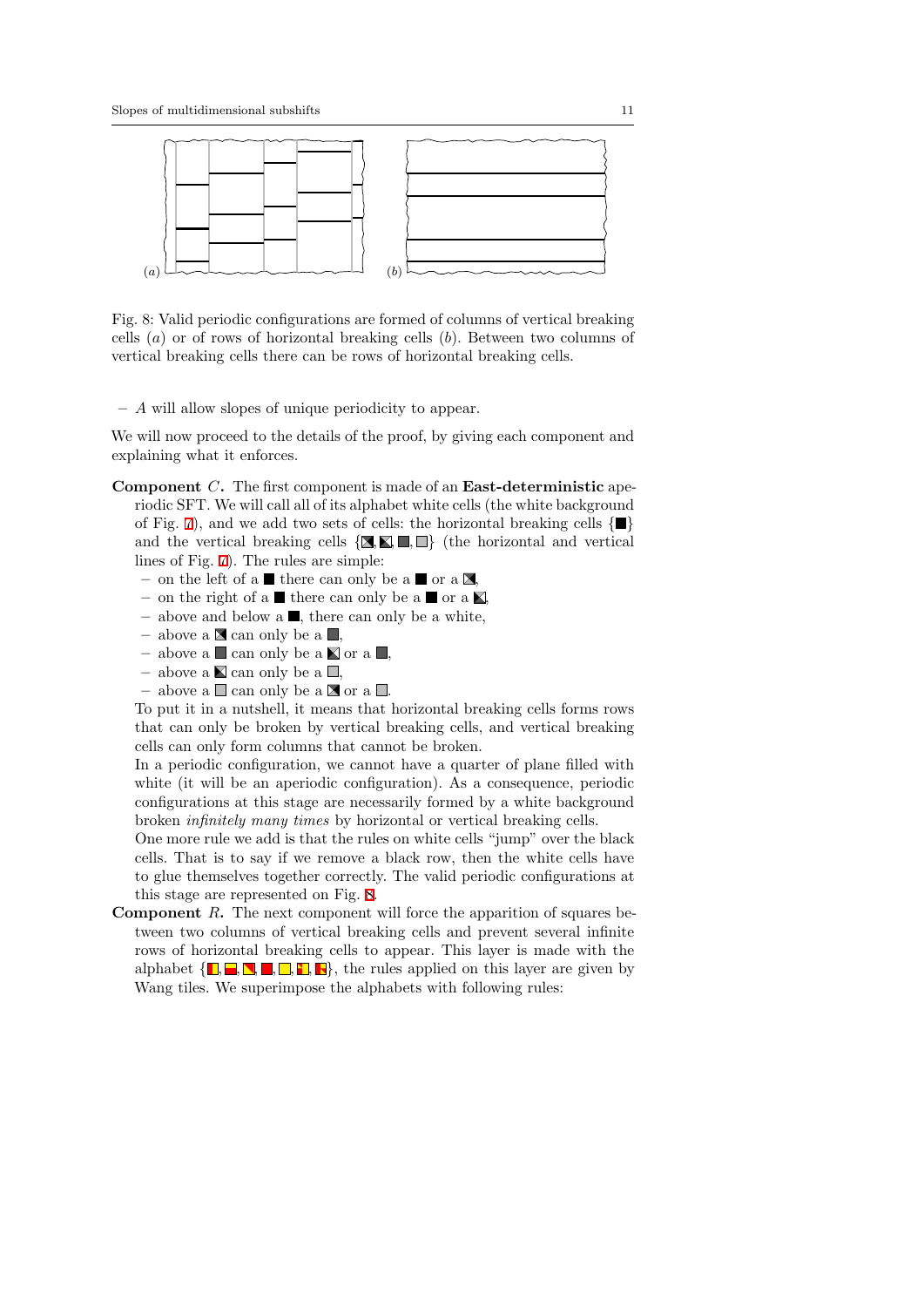Fig. 8: Valid periodic configurations are formed of columns of vertical breaking cells (a) or of rows of horizontal breaking cells (b). Between two columns of vertical breaking cells there can be rows of horizontal breaking cells.

– $A$ will allow slopes of unique periodicity to appear.

We will now proceed to the details of the proof, by giving each component and explaining what it enforces.

**Component** $C$**.** The first component is made of an **East-deterministic** aperiodic SFT. We will call all of its alphabet white cells (the white background of Fig. 7), and we add two sets of cells: the horizontal breaking cells {■} and the vertical breaking cells {◪, ◩, ■, □} (the horizontal and vertical lines of Fig. 7). The rules are simple:

- on the left of a ■ there can only be a ■ or a ◪,
- on the right of a ■ there can only be a ■ or a ◩,
- above and below a ■, there can only be a white,
- above a ◪ can only be a ■,
- above a ■ can only be a ◩ or a ■,
- above a ◩ can only be a □,
- above a □ can only be a ◪ or a □.

To put it in a nutshell, it means that horizontal breaking cells forms rows that can only be broken by vertical breaking cells, and vertical breaking cells can only form columns that cannot be broken.

In a periodic configuration, we cannot have a quarter of plane filled with white (it will be an aperiodic configuration). As a consequence, periodic configurations at this stage are necessarily formed by a white background broken *infinitely many times* by horizontal or vertical breaking cells.

One more rule we add is that the rules on white cells "jump" over the black cells. That is to say if we remove a black row, then the white cells have to glue themselves together correctly. The valid periodic configurations at this stage are represented on Fig. 8.

**Component** $R$**.** The next component will force the apparition of squares between two columns of vertical breaking cells and prevent several infinite rows of horizontal breaking cells to appear. This layer is made with the alphabet {◧, ⬒, ◪, ■, □, ◧, ◪}, the rules applied on this layer are given by Wang tiles. We superimpose the alphabets with following rules: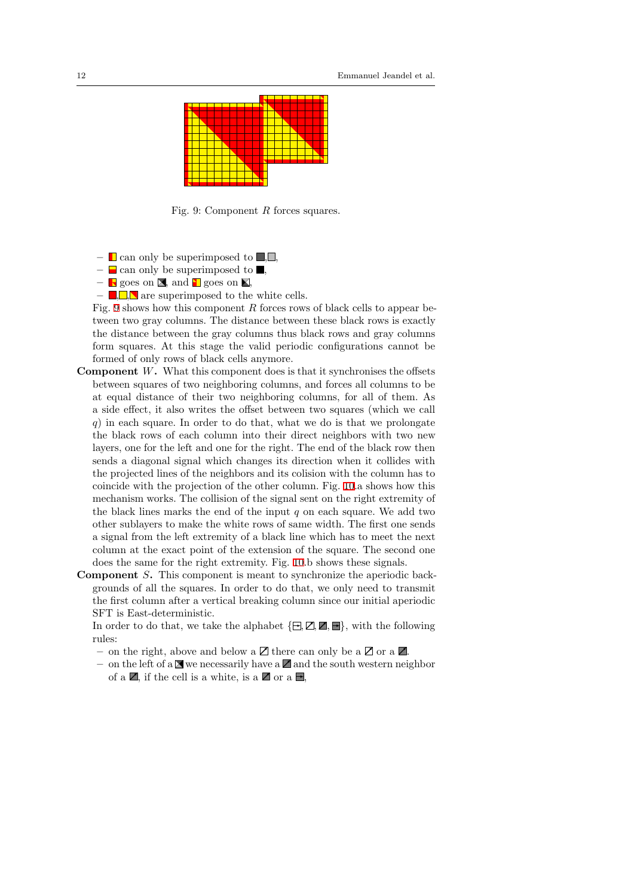Fig. 9: Component $R$ forces squares.

- ▮ can only be superimposed to ■,□,
- ▬ can only be superimposed to ■,
- ◪ goes on ◩, and ◪ goes on ◩,
- ■,□,◩ are superimposed to the white cells.

  Fig. 9 shows how this component $R$ forces rows of black cells to appear between two gray columns. The distance between these black rows is exactly the distance between the gray columns thus black rows and gray columns form squares. At this stage the valid periodic configurations cannot be formed of only rows of black cells anymore.

**Component $W$.** What this component does is that it synchronises the offsets between squares of two neighboring columns, and forces all columns to be at equal distance of their two neighboring columns, for all of them. As a side effect, it also writes the offset between two squares (which we call $q$) in each square. In order to do that, what we do is that we prolongate the black rows of each column into their direct neighbors with two new layers, one for the left and one for the right. The end of the black row then sends a diagonal signal which changes its direction when it collides with the projected lines of the neighbors and its colision with the column has to coincide with the projection of the other column. Fig. 10.a shows how this mechanism works. The collision of the signal sent on the right extremity of the black lines marks the end of the input $q$ on each square. We add two other sublayers to make the white rows of same width. The first one sends a signal from the left extremity of a black line which has to meet the next column at the exact point of the extension of the square. The second one does the same for the right extremity. Fig. 10.b shows these signals.

**Component $S$.** This component is meant to synchronize the aperiodic backgrounds of all the squares. In order to do that, we only need to transmit the first column after a vertical breaking column since our initial aperiodic SFT is East-deterministic.

In order to do that, we take the alphabet {⊟, ◪, ◪, ⊟}, with the following rules:

- on the right, above and below a ◪ there can only be a ◪ or a ◪.
- on the left of a ◩ we necessarily have a ◪ and the south western neighbor of a ◪, if the cell is a white, is a ◪ or a ⊟,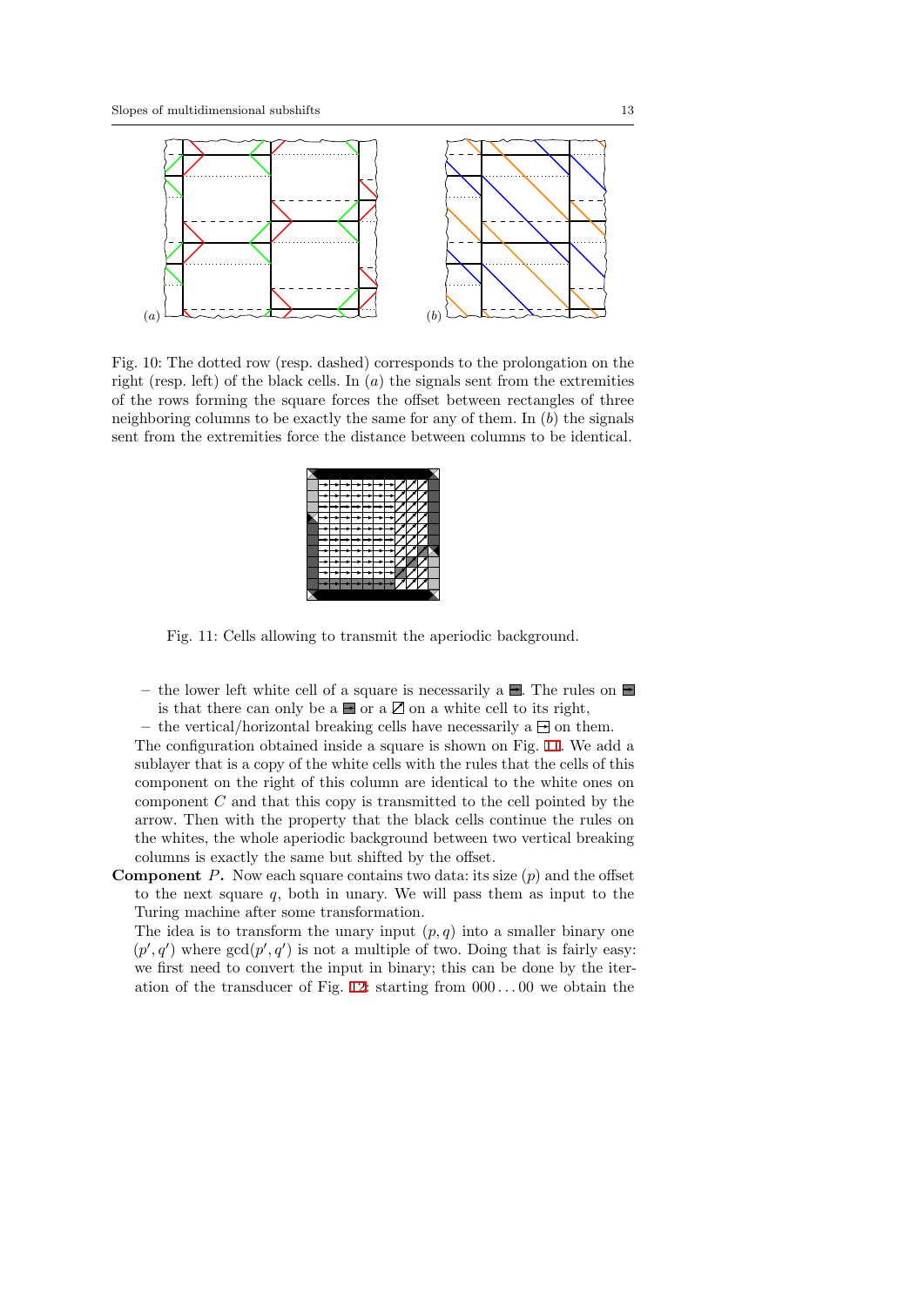Fig. 10: The dotted row (resp. dashed) corresponds to the prolongation on the right (resp. left) of the black cells. In $(a)$ the signals sent from the extremities of the rows forming the square forces the offset between rectangles of three neighboring columns to be exactly the same for any of them. In $(b)$ the signals sent from the extremities force the distance between columns to be identical.

Fig. 11: Cells allowing to transmit the aperiodic background.

- the lower left white cell of a square is necessarily a ■. The rules on ■ is that there can only be a ■ or a ◪ on a white cell to its right,
- the vertical/horizontal breaking cells have necessarily a ⊟ on them.

The configuration obtained inside a square is shown on Fig. 11. We add a sublayer that is a copy of the white cells with the rules that the cells of this component on the right of this column are identical to the white ones on component $C$ and that this copy is transmitted to the cell pointed by the arrow. Then with the property that the black cells continue the rules on the whites, the whole aperiodic background between two vertical breaking columns is exactly the same but shifted by the offset.

**Component $P$.** Now each square contains two data: its size $(p)$ and the offset to the next square $q$, both in unary. We will pass them as input to the Turing machine after some transformation.

The idea is to transform the unary input $(p, q)$ into a smaller binary one $(p', q')$ where $\gcd(p', q')$ is not a multiple of two. Doing that is fairly easy: we first need to convert the input in binary; this can be done by the iteration of the transducer of Fig. 12: starting from $000 \ldots 00$ we obtain the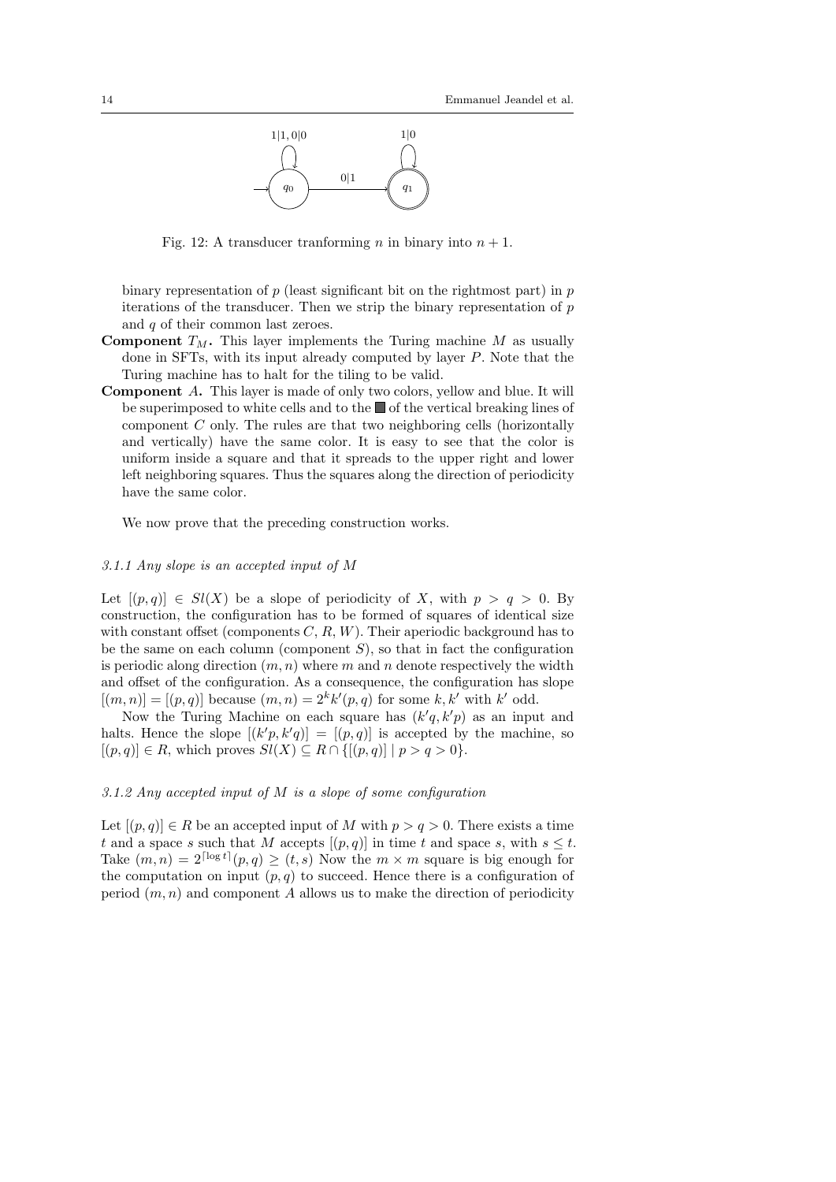Fig. 12: A transducer tranforming $n$ in binary into $n+1$.

binary representation of $p$ (least significant bit on the rightmost part) in $p$ iterations of the transducer. Then we strip the binary representation of $p$ and $q$ of their common last zeroes.

**Component $T_M$.** This layer implements the Turing machine $M$ as usually done in SFTs, with its input already computed by layer $P$. Note that the Turing machine has to halt for the tiling to be valid.

**Component $A$.** This layer is made of only two colors, yellow and blue. It will be superimposed to white cells and to the ■ of the vertical breaking lines of component $C$ only. The rules are that two neighboring cells (horizontally and vertically) have the same color. It is easy to see that the color is uniform inside a square and that it spreads to the upper right and lower left neighboring squares. Thus the squares along the direction of periodicity have the same color.

We now prove that the preceding construction works.

### 3.1.1 Any slope is an accepted input of $M$

Let $[(p,q)] \in Sl(X)$ be a slope of periodicity of $X$, with $p > q > 0$. By construction, the configuration has to be formed of squares of identical size with constant offset (components $C$, $R$, $W$). Their aperiodic background has to be the same on each column (component $S$), so that in fact the configuration is periodic along direction $(m,n)$ where $m$ and $n$ denote respectively the width and offset of the configuration. As a consequence, the configuration has slope $[(m,n)] = [(p,q)]$ because $(m,n) = 2^k k'(p,q)$ for some $k, k'$ with $k'$ odd.

Now the Turing Machine on each square has $(k'q, k'p)$ as an input and halts. Hence the slope $[(k'p, k'q)] = [(p,q)]$ is accepted by the machine, so $[(p,q)] \in R$, which proves $Sl(X) \subseteq R \cap \{[(p,q)] \mid p > q > 0\}$.

### 3.1.2 Any accepted input of $M$ is a slope of some configuration

Let $[(p,q)] \in R$ be an accepted input of $M$ with $p > q > 0$. There exists a time $t$ and a space $s$ such that $M$ accepts $[(p,q)]$ in time $t$ and space $s$, with $s \leq t$. Take $(m,n) = 2^{\lceil \log t \rceil}(p,q) \geq (t,s)$ Now the $m \times m$ square is big enough for the computation on input $(p,q)$ to succeed. Hence there is a configuration of period $(m,n)$ and component $A$ allows us to make the direction of periodicity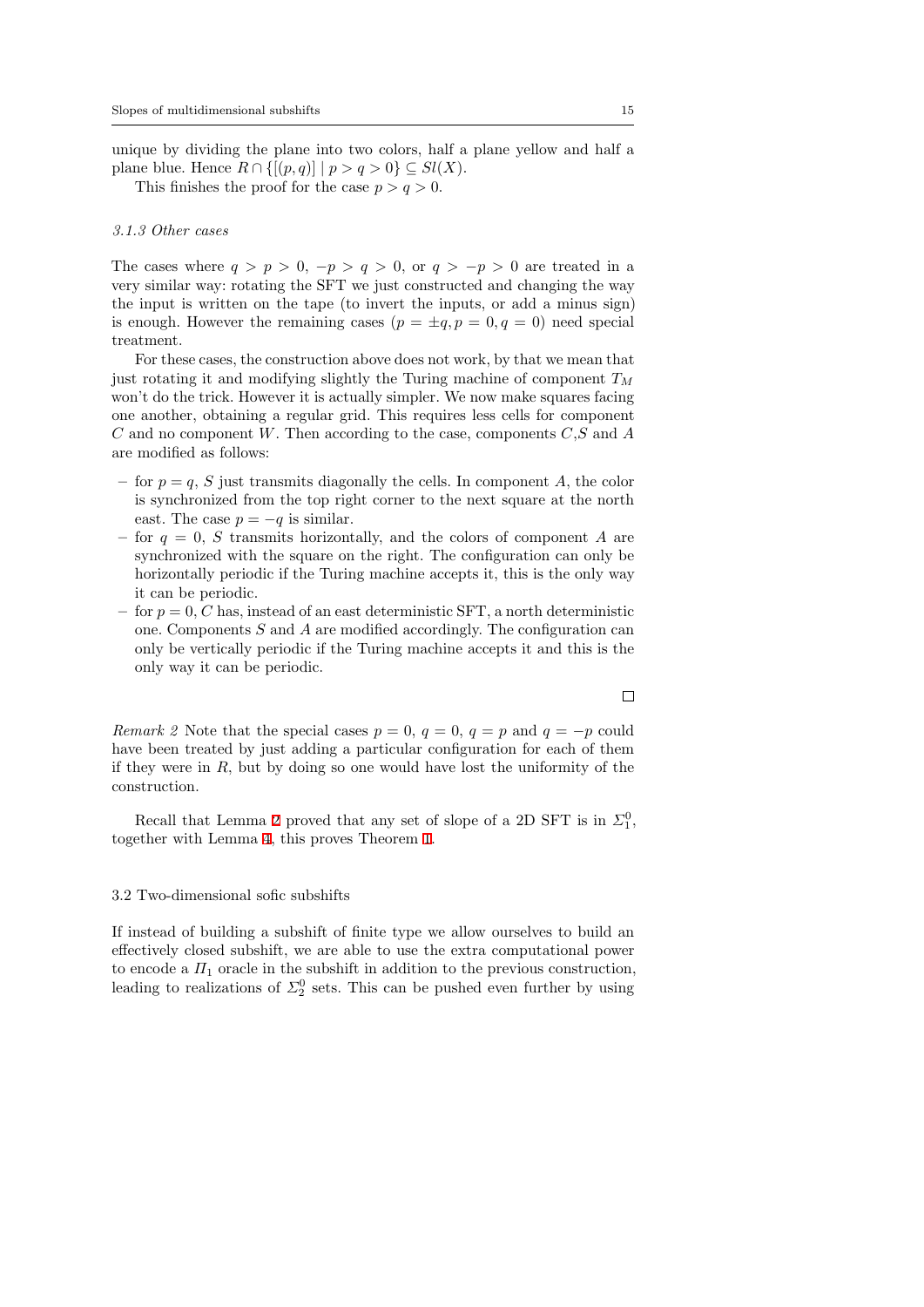unique by dividing the plane into two colors, half a plane yellow and half a plane blue. Hence $R \cap \{[(p,q)] \mid p > q > 0\} \subseteq Sl(X)$.

This finishes the proof for the case $p > q > 0$.

### 3.1.3 Other cases

The cases where $q > p > 0$, $-p > q > 0$, or $q > -p > 0$ are treated in a very similar way: rotating the SFT we just constructed and changing the way the input is written on the tape (to invert the inputs, or add a minus sign) is enough. However the remaining cases ($p = \pm q, p = 0, q = 0$) need special treatment.

For these cases, the construction above does not work, by that we mean that just rotating it and modifying slightly the Turing machine of component $T_M$ won't do the trick. However it is actually simpler. We now make squares facing one another, obtaining a regular grid. This requires less cells for component $C$ and no component $W$. Then according to the case, components $C$,$S$ and $A$ are modified as follows:

- for $p = q$, $S$ just transmits diagonally the cells. In component $A$, the color is synchronized from the top right corner to the next square at the north east. The case $p = -q$ is similar.
- for $q = 0$, $S$ transmits horizontally, and the colors of component $A$ are synchronized with the square on the right. The configuration can only be horizontally periodic if the Turing machine accepts it, this is the only way it can be periodic.
- for $p = 0$, $C$ has, instead of an east deterministic SFT, a north deterministic one. Components $S$ and $A$ are modified accordingly. The configuration can only be vertically periodic if the Turing machine accepts it and this is the only way it can be periodic.

□

*Remark 2* Note that the special cases $p = 0$, $q = 0$, $q = p$ and $q = -p$ could have been treated by just adding a particular configuration for each of them if they were in $R$, but by doing so one would have lost the uniformity of the construction.

Recall that Lemma 2 proved that any set of slope of a 2D SFT is in $\Sigma_1^0$, together with Lemma 4, this proves Theorem 1.

## 3.2 Two-dimensional sofic subshifts

If instead of building a subshift of finite type we allow ourselves to build an effectively closed subshift, we are able to use the extra computational power to encode a $\Pi_1$ oracle in the subshift in addition to the previous construction, leading to realizations of $\Sigma_2^0$ sets. This can be pushed even further by using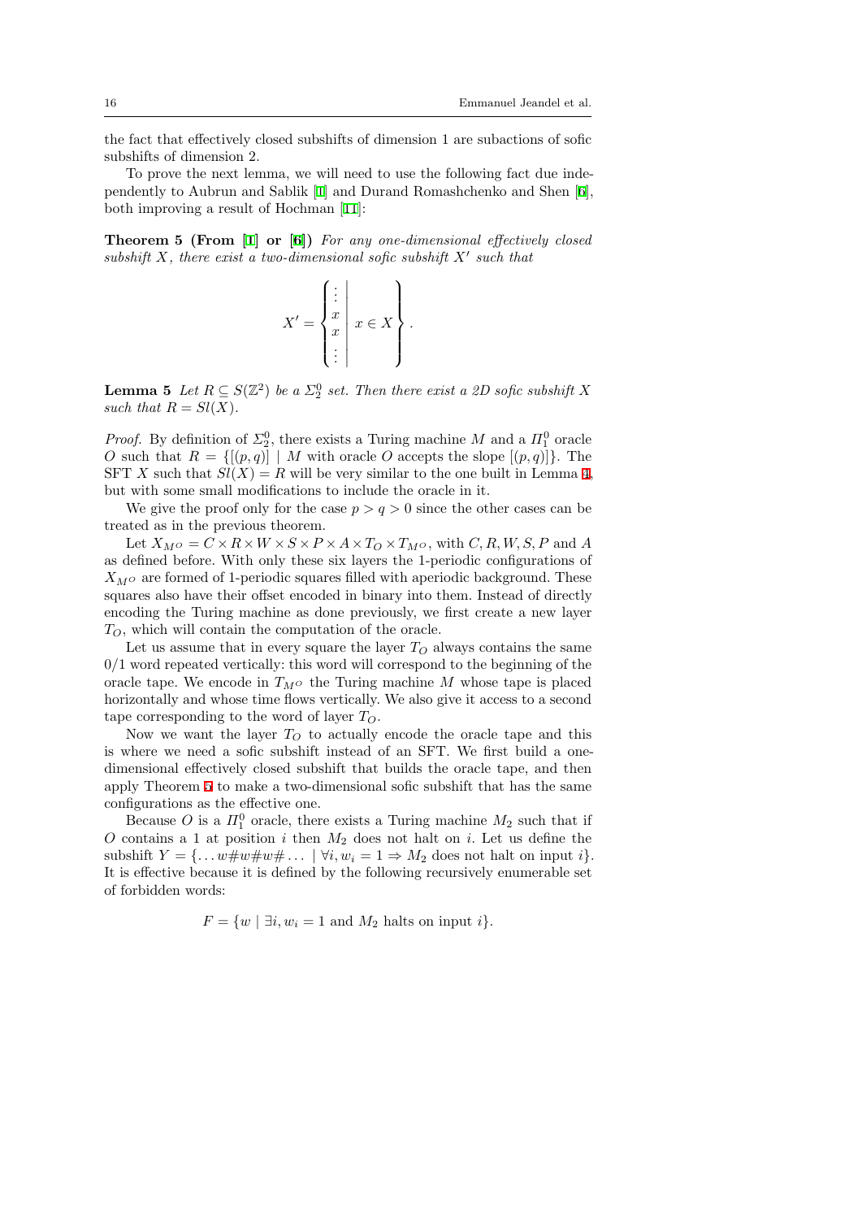the fact that effectively closed subshifts of dimension 1 are subactions of sofic subshifts of dimension 2.

To prove the next lemma, we will need to use the following fact due independently to Aubrun and Sablik [1] and Durand Romashchenko and Shen [6], both improving a result of Hochman [11]:

**Theorem 5 (From [1] or [6])** *For any one-dimensional effectively closed subshift $X$, there exist a two-dimensional sofic subshift $X'$ such that*

$$X' = \left\{ \begin{array}{c} \vdots \\ x \\ x \\ \vdots \end{array} \middle| \; x \in X \right\}.$$

**Lemma 5** *Let $R \subseteq S(\mathbb{Z}^2)$ be a $\Sigma_2^0$ set. Then there exist a 2D sofic subshift $X$ such that $R = Sl(X)$.*

*Proof.* By definition of $\Sigma_2^0$, there exists a Turing machine $M$ and a $\Pi_1^0$ oracle $O$ such that $R = \{[(p,q)] \mid M \text{ with oracle } O \text{ accepts the slope } [(p,q)]\}$. The SFT $X$ such that $Sl(X) = R$ will be very similar to the one built in Lemma 4, but with some small modifications to include the oracle in it.

We give the proof only for the case $p > q > 0$ since the other cases can be treated as in the previous theorem.

Let $X_{M^O} = C \times R \times W \times S \times P \times A \times T_O \times T_{M^O}$, with $C, R, W, S, P$ and $A$ as defined before. With only these six layers the 1-periodic configurations of $X_{M^O}$ are formed of 1-periodic squares filled with aperiodic background. These squares also have their offset encoded in binary into them. Instead of directly encoding the Turing machine as done previously, we first create a new layer $T_O$, which will contain the computation of the oracle.

Let us assume that in every square the layer $T_O$ always contains the same 0/1 word repeated vertically: this word will correspond to the beginning of the oracle tape. We encode in $T_{M^O}$ the Turing machine $M$ whose tape is placed horizontally and whose time flows vertically. We also give it access to a second tape corresponding to the word of layer $T_O$.

Now we want the layer $T_O$ to actually encode the oracle tape and this is where we need a sofic subshift instead of an SFT. We first build a one-dimensional effectively closed subshift that builds the oracle tape, and then apply Theorem 5 to make a two-dimensional sofic subshift that has the same configurations as the effective one.

Because $O$ is a $\Pi_1^0$ oracle, there exists a Turing machine $M_2$ such that if $O$ contains a 1 at position $i$ then $M_2$ does not halt on $i$. Let us define the subshift $Y = \{\ldots w\#w\#w\#\ldots \mid \forall i, w_i = 1 \Rightarrow M_2 \text{ does not halt on input } i\}$. It is effective because it is defined by the following recursively enumerable set of forbidden words:

$$F = \{w \mid \exists i, w_i = 1 \text{ and } M_2 \text{ halts on input } i\}.$$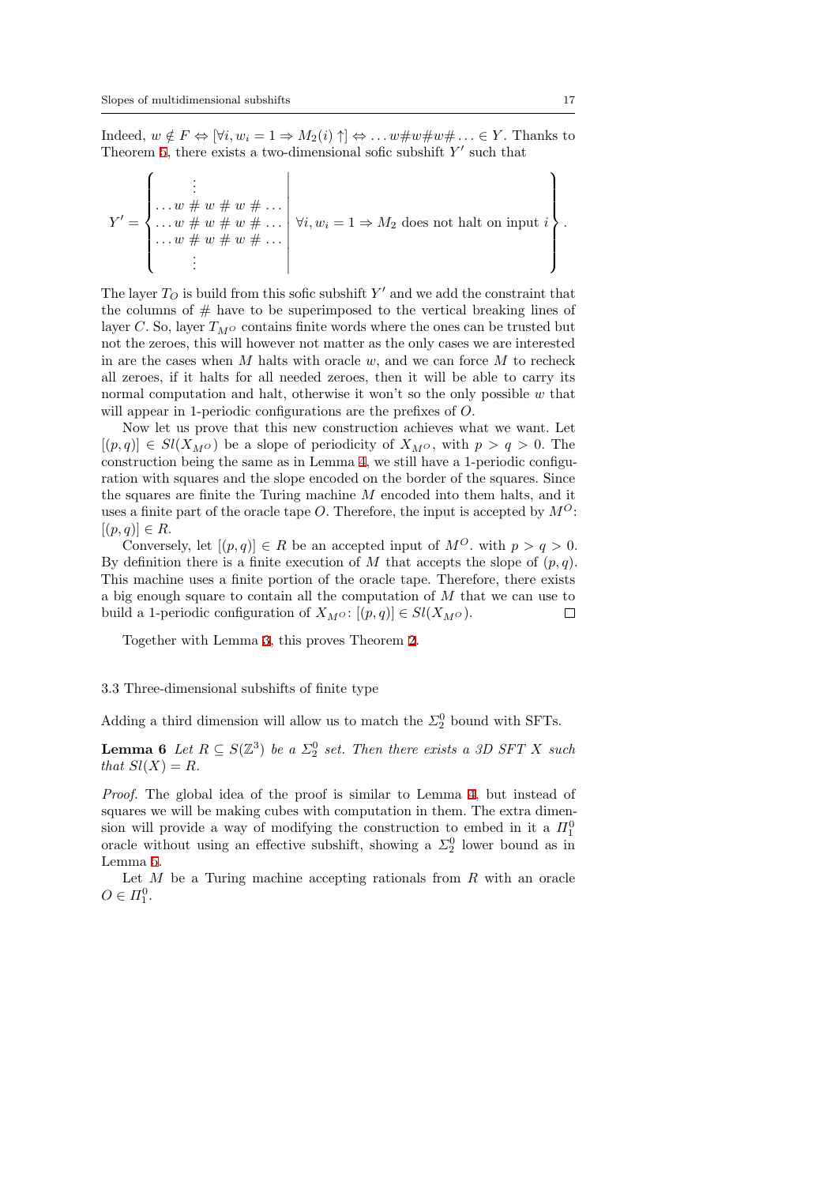Indeed, $w \notin F \Leftrightarrow [\forall i, w_i = 1 \Rightarrow M_2(i) \uparrow] \Leftrightarrow \ldots w\#w\#w\# \ldots \in Y$. Thanks to Theorem 5, there exists a two-dimensional sofic subshift $Y'$ such that

$$Y' = \left\{ \begin{array}{c} \vdots \\ \ldots w \;\#\; w \;\#\; w \;\#\; \ldots \\ \ldots w \;\#\; w \;\#\; w \;\#\; \ldots \\ \ldots w \;\#\; w \;\#\; w \;\#\; \ldots \\ \vdots \end{array} \;\middle|\; \forall i, w_i = 1 \Rightarrow M_2 \text{ does not halt on input } i \right\}.$$

The layer $T_O$ is build from this sofic subshift $Y'$ and we add the constraint that the columns of # have to be superimposed to the vertical breaking lines of layer $C$. So, layer $T_{M^O}$ contains finite words where the ones can be trusted but not the zeroes, this will however not matter as the only cases we are interested in are the cases when $M$ halts with oracle $w$, and we can force $M$ to recheck all zeroes, if it halts for all needed zeroes, then it will be able to carry its normal computation and halt, otherwise it won't so the only possible $w$ that will appear in 1-periodic configurations are the prefixes of $O$.

Now let us prove that this new construction achieves what we want. Let $[(p,q)] \in Sl(X_{M^O})$ be a slope of periodicity of $X_{M^O}$, with $p > q > 0$. The construction being the same as in Lemma 4, we still have a 1-periodic configuration with squares and the slope encoded on the border of the squares. Since the squares are finite the Turing machine $M$ encoded into them halts, and it uses a finite part of the oracle tape $O$. Therefore, the input is accepted by $M^O$: $[(p,q)] \in R$.

Conversely, let $[(p,q)] \in R$ be an accepted input of $M^O$. with $p > q > 0$. By definition there is a finite execution of $M$ that accepts the slope of $(p,q)$. This machine uses a finite portion of the oracle tape. Therefore, there exists a big enough square to contain all the computation of $M$ that we can use to build a 1-periodic configuration of $X_{M^O}$: $[(p,q)] \in Sl(X_{M^O})$. □

Together with Lemma 3, this proves Theorem 2.

### 3.3 Three-dimensional subshifts of finite type

Adding a third dimension will allow us to match the $\Sigma_2^0$ bound with SFTs.

**Lemma 6** *Let $R \subseteq S(\mathbb{Z}^3)$ be a $\Sigma_2^0$ set. Then there exists a 3D SFT $X$ such that $Sl(X) = R$.*

*Proof.* The global idea of the proof is similar to Lemma 4, but instead of squares we will be making cubes with computation in them. The extra dimension will provide a way of modifying the construction to embed in it a $\Pi_1^0$ oracle without using an effective subshift, showing a $\Sigma_2^0$ lower bound as in Lemma 5.

Let $M$ be a Turing machine accepting rationals from $R$ with an oracle $O \in \Pi_1^0$.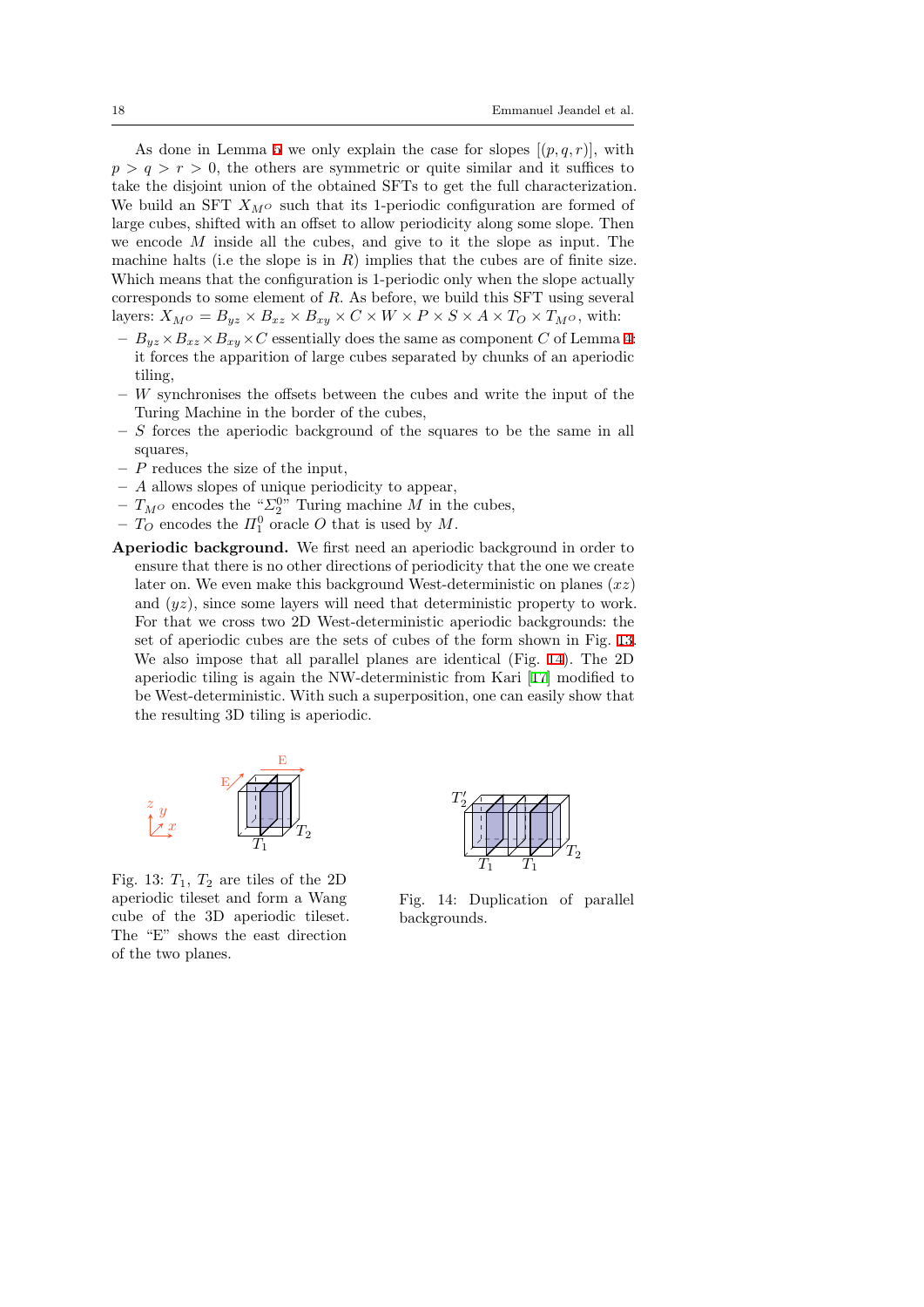As done in Lemma 5 we only explain the case for slopes $[(p,q,r)]$, with $p > q > r > 0$, the others are symmetric or quite similar and it suffices to take the disjoint union of the obtained SFTs to get the full characterization. We build an SFT $X_{M^O}$ such that its 1-periodic configuration are formed of large cubes, shifted with an offset to allow periodicity along some slope. Then we encode $M$ inside all the cubes, and give to it the slope as input. The machine halts (i.e the slope is in $R$) implies that the cubes are of finite size. Which means that the configuration is 1-periodic only when the slope actually corresponds to some element of $R$. As before, we build this SFT using several layers: $X_{M^O} = B_{yz} \times B_{xz} \times B_{xy} \times C \times W \times P \times S \times A \times T_O \times T_{M^O}$, with:

- $B_{yz} \times B_{xz} \times B_{xy} \times C$ essentially does the same as component $C$ of Lemma 4: it forces the apparition of large cubes separated by chunks of an aperiodic tiling,
- $W$ synchronises the offsets between the cubes and write the input of the Turing Machine in the border of the cubes,
- $S$ forces the aperiodic background of the squares to be the same in all squares,
- $P$ reduces the size of the input,
- $A$ allows slopes of unique periodicity to appear,
- $T_{M^O}$ encodes the "$\Sigma_2^0$" Turing machine $M$ in the cubes,
- $T_O$ encodes the $\Pi_1^0$ oracle $O$ that is used by $M$.

**Aperiodic background.** We first need an aperiodic background in order to ensure that there is no other directions of periodicity that the one we create later on. We even make this background West-deterministic on planes $(xz)$ and $(yz)$, since some layers will need that deterministic property to work. For that we cross two 2D West-deterministic aperiodic backgrounds: the set of aperiodic cubes are the sets of cubes of the form shown in Fig. 13. We also impose that all parallel planes are identical (Fig. 14). The 2D aperiodic tiling is again the NW-deterministic from Kari [17] modified to be West-deterministic. With such a superposition, one can easily show that the resulting 3D tiling is aperiodic.

Fig. 13: $T_1$, $T_2$ are tiles of the 2D aperiodic tileset and form a Wang cube of the 3D aperiodic tileset. The "E" shows the east direction of the two planes.

Fig. 14: Duplication of parallel backgrounds.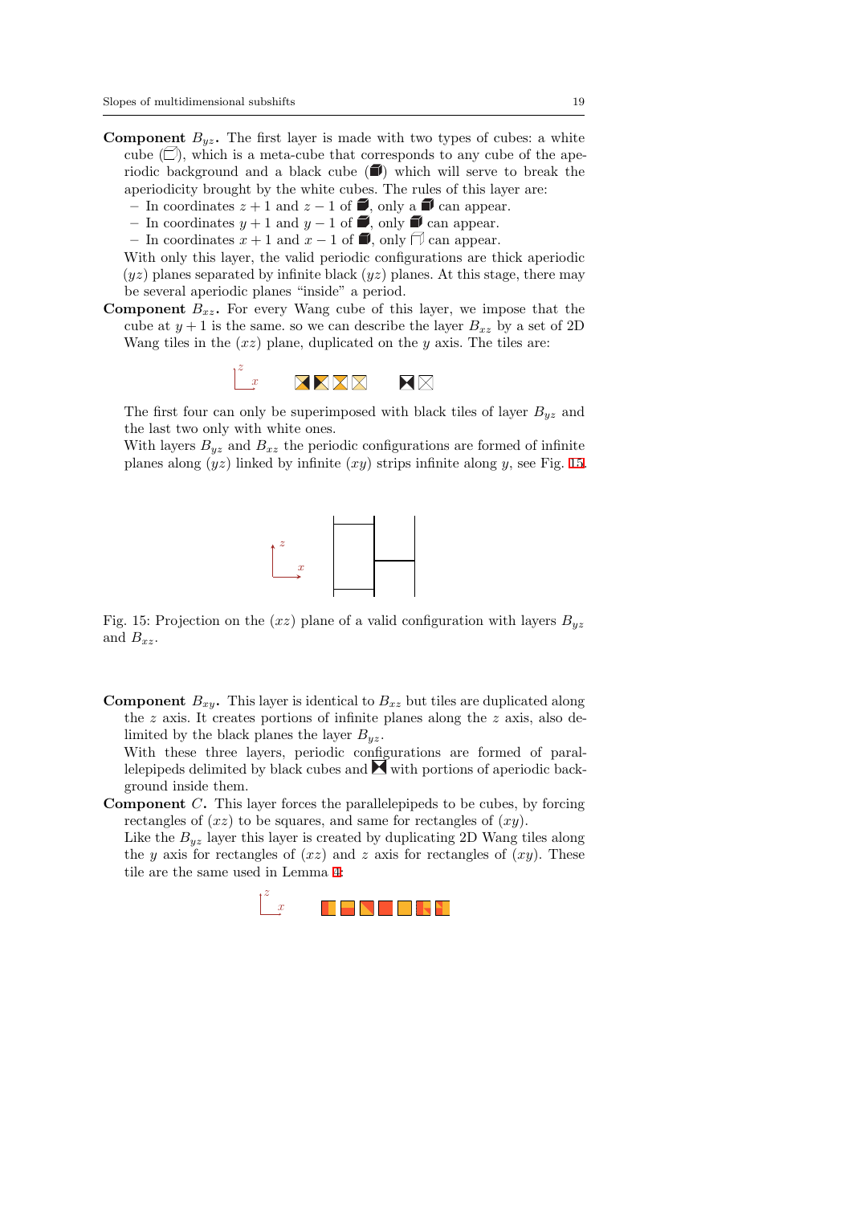**Component $B_{yz}$.** The first layer is made with two types of cubes: a white cube (◻), which is a meta-cube that corresponds to any cube of the aperiodic background and a black cube (■) which will serve to break the aperiodicity brought by the white cubes. The rules of this layer are:

- In coordinates $z+1$ and $z-1$ of ■, only a ■ can appear.
- In coordinates $y+1$ and $y-1$ of ■, only ■ can appear.
- In coordinates $x+1$ and $x-1$ of ■, only ◻ can appear.

With only this layer, the valid periodic configurations are thick aperiodic $(yz)$ planes separated by infinite black $(yz)$ planes. At this stage, there may be several aperiodic planes "inside" a period.

**Component $B_{xz}$.** For every Wang cube of this layer, we impose that the cube at $y+1$ is the same. so we can describe the layer $B_{xz}$ by a set of 2D Wang tiles in the $(xz)$ plane, duplicated on the $y$ axis. The tiles are:

The first four can only be superimposed with black tiles of layer $B_{yz}$ and the last two only with white ones.

With layers $B_{yz}$ and $B_{xz}$ the periodic configurations are formed of infinite planes along $(yz)$ linked by infinite $(xy)$ strips infinite along $y$, see Fig. 15.

Fig. 15: Projection on the $(xz)$ plane of a valid configuration with layers $B_{yz}$ and $B_{xz}$.

**Component $B_{xy}$.** This layer is identical to $B_{xz}$ but tiles are duplicated along the $z$ axis. It creates portions of infinite planes along the $z$ axis, also delimited by the black planes the layer $B_{yz}$.

With these three layers, periodic configurations are formed of parallelepipeds delimited by black cubes and ⧓ with portions of aperiodic background inside them.

**Component $C$.** This layer forces the parallelepipeds to be cubes, by forcing rectangles of $(xz)$ to be squares, and same for rectangles of $(xy)$.

Like the $B_{yz}$ layer this layer is created by duplicating 2D Wang tiles along the $y$ axis for rectangles of $(xz)$ and $z$ axis for rectangles of $(xy)$. These tile are the same used in Lemma 4: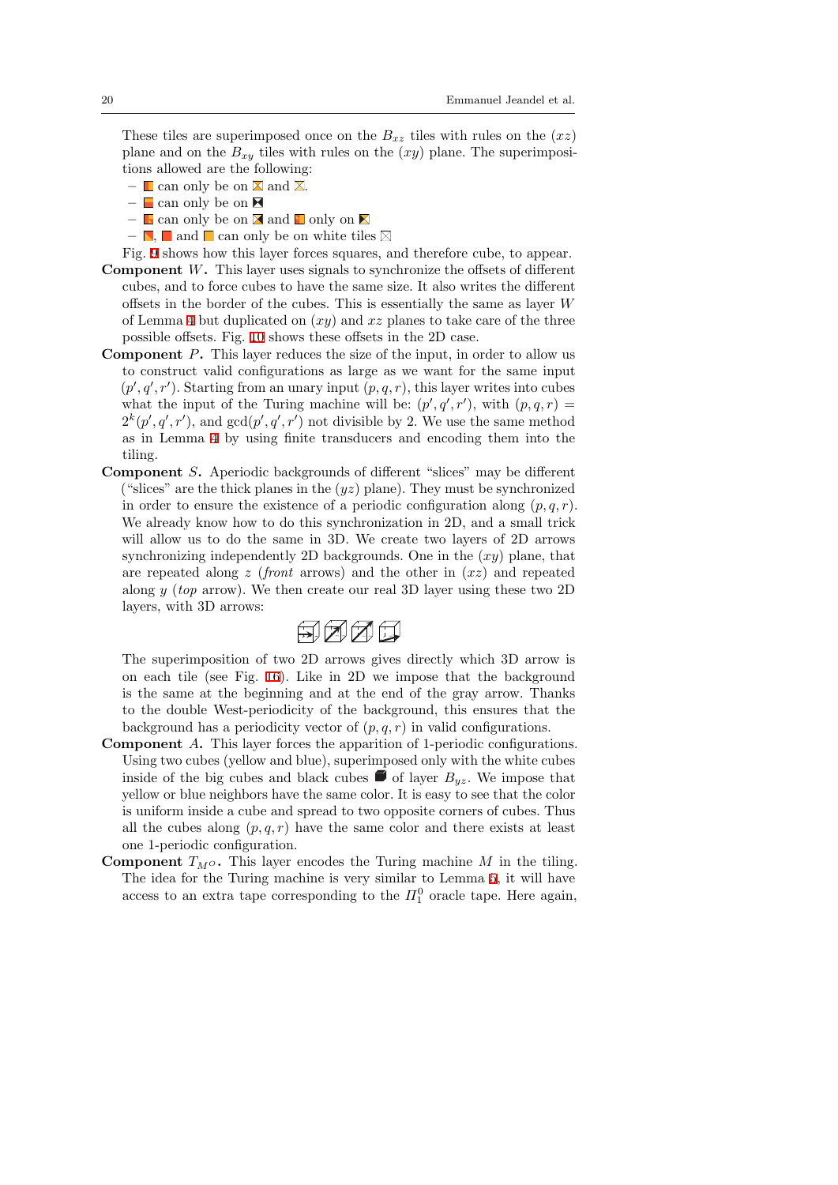These tiles are superimposed once on the $B_{xz}$ tiles with rules on the $(xz)$ plane and on the $B_{xy}$ tiles with rules on the $(xy)$ plane. The superimpositions allowed are the following:

- ▮ can only be on ⊠ and ⊠.
- ▮ can only be on ⊠
- ▮ can only be on ⊠ and ▮ only on ⊠
- ▮, ▮ and ▮ can only be on white tiles ⊠

Fig. 9 shows how this layer forces squares, and therefore cube, to appear.

**Component $W$.** This layer uses signals to synchronize the offsets of different cubes, and to force cubes to have the same size. It also writes the different offsets in the border of the cubes. This is essentially the same as layer $W$ of Lemma 4 but duplicated on $(xy)$ and $xz$ planes to take care of the three possible offsets. Fig. 10 shows these offsets in the 2D case.

**Component $P$.** This layer reduces the size of the input, in order to allow us to construct valid configurations as large as we want for the same input $(p', q', r')$. Starting from an unary input $(p, q, r)$, this layer writes into cubes what the input of the Turing machine will be: $(p', q', r')$, with $(p, q, r) = 2^k(p', q', r')$, and $\gcd(p', q', r')$ not divisible by 2. We use the same method as in Lemma 4 by using finite transducers and encoding them into the tiling.

**Component $S$.** Aperiodic backgrounds of different "slices" may be different ("slices" are the thick planes in the $(yz)$ plane). They must be synchronized in order to ensure the existence of a periodic configuration along $(p, q, r)$. We already know how to do this synchronization in 2D, and a small trick will allow us to do the same in 3D. We create two layers of 2D arrows synchronizing independently 2D backgrounds. One in the $(xy)$ plane, that are repeated along $z$ (*front* arrows) and the other in $(xz)$ and repeated along $y$ (*top* arrow). We then create our real 3D layer using these two 2D layers, with 3D arrows:

The superimposition of two 2D arrows gives directly which 3D arrow is on each tile (see Fig. 16). Like in 2D we impose that the background is the same at the beginning and at the end of the gray arrow. Thanks to the double West-periodicity of the background, this ensures that the background has a periodicity vector of $(p, q, r)$ in valid configurations.

**Component $A$.** This layer forces the apparition of 1-periodic configurations. Using two cubes (yellow and blue), superimposed only with the white cubes inside of the big cubes and black cubes ■ of layer $B_{yz}$. We impose that yellow or blue neighbors have the same color. It is easy to see that the color is uniform inside a cube and spread to two opposite corners of cubes. Thus all the cubes along $(p, q, r)$ have the same color and there exists at least one 1-periodic configuration.

**Component $T_{M^O}$.** This layer encodes the Turing machine $M$ in the tiling. The idea for the Turing machine is very similar to Lemma 5, it will have access to an extra tape corresponding to the $\Pi_1^0$ oracle tape. Here again,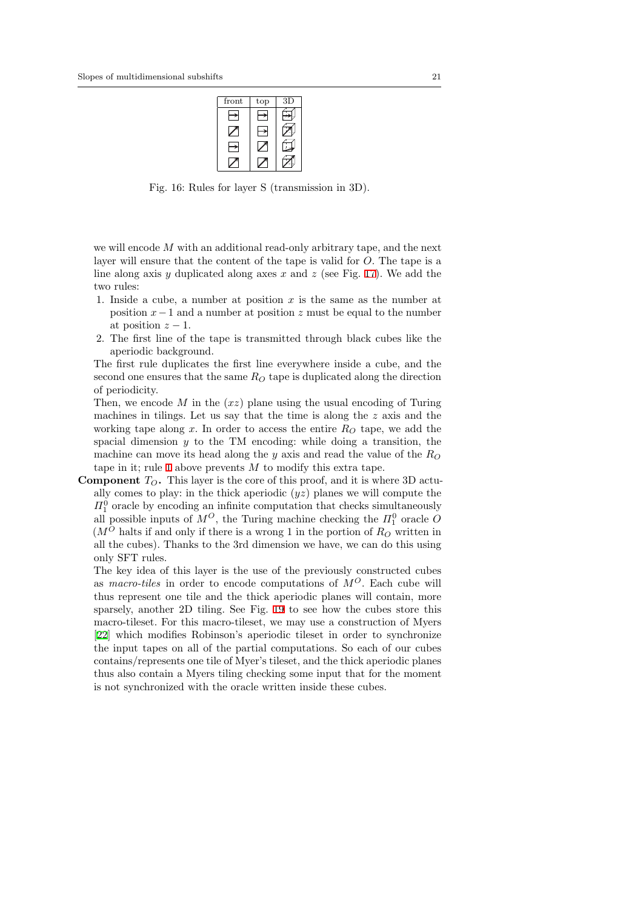| front | top | 3D |
|---|---|---|
| | | |
| | | |
| | | |
| | | |

Fig. 16: Rules for layer S (transmission in 3D).

we will encode $M$ with an additional read-only arbitrary tape, and the next layer will ensure that the content of the tape is valid for $O$. The tape is a line along axis $y$ duplicated along axes $x$ and $z$ (see Fig. 17). We add the two rules:

1. Inside a cube, a number at position $x$ is the same as the number at position $x-1$ and a number at position $z$ must be equal to the number at position $z-1$.
2. The first line of the tape is transmitted through black cubes like the aperiodic background.

The first rule duplicates the first line everywhere inside a cube, and the second one ensures that the same $R_O$ tape is duplicated along the direction of periodicity.

Then, we encode $M$ in the $(xz)$ plane using the usual encoding of Turing machines in tilings. Let us say that the time is along the $z$ axis and the working tape along $x$. In order to access the entire $R_O$ tape, we add the spacial dimension $y$ to the TM encoding: while doing a transition, the machine can move its head along the $y$ axis and read the value of the $R_O$ tape in it; rule 1 above prevents $M$ to modify this extra tape.

**Component $T_O$.** This layer is the core of this proof, and it is where 3D actually comes to play: in the thick aperiodic $(yz)$ planes we will compute the $\Pi_1^0$ oracle by encoding an infinite computation that checks simultaneously all possible inputs of $M^O$, the Turing machine checking the $\Pi_1^0$ oracle $O$ ($M^O$ halts if and only if there is a wrong 1 in the portion of $R_O$ written in all the cubes). Thanks to the 3rd dimension we have, we can do this using only SFT rules.

The key idea of this layer is the use of the previously constructed cubes as *macro-tiles* in order to encode computations of $M^O$. Each cube will thus represent one tile and the thick aperiodic planes will contain, more sparsely, another 2D tiling. See Fig. 19 to see how the cubes store this macro-tileset. For this macro-tileset, we may use a construction of Myers [22] which modifies Robinson's aperiodic tileset in order to synchronize the input tapes on all of the partial computations. So each of our cubes contains/represents one tile of Myer's tileset, and the thick aperiodic planes thus also contain a Myers tiling checking some input that for the moment is not synchronized with the oracle written inside these cubes.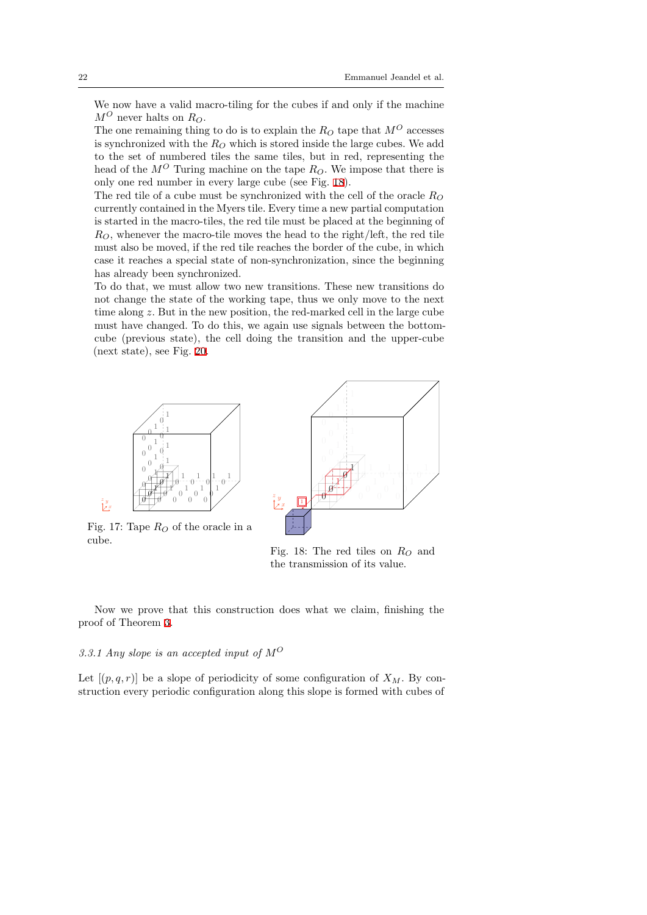We now have a valid macro-tiling for the cubes if and only if the machine $M^O$ never halts on $R_O$.

The one remaining thing to do is to explain the $R_O$ tape that $M^O$ accesses is synchronized with the $R_O$ which is stored inside the large cubes. We add to the set of numbered tiles the same tiles, but in red, representing the head of the $M^O$ Turing machine on the tape $R_O$. We impose that there is only one red number in every large cube (see Fig. 18).

The red tile of a cube must be synchronized with the cell of the oracle $R_O$ currently contained in the Myers tile. Every time a new partial computation is started in the macro-tiles, the red tile must be placed at the beginning of $R_O$, whenever the macro-tile moves the head to the right/left, the red tile must also be moved, if the red tile reaches the border of the cube, in which case it reaches a special state of non-synchronization, since the beginning has already been synchronized.

To do that, we must allow two new transitions. These new transitions do not change the state of the working tape, thus we only move to the next time along $z$. But in the new position, the red-marked cell in the large cube must have changed. To do this, we again use signals between the bottom-cube (previous state), the cell doing the transition and the upper-cube (next state), see Fig. 20.

Fig. 17: Tape $R_O$ of the oracle in a cube.

Fig. 18: The red tiles on $R_O$ and the transmission of its value.

Now we prove that this construction does what we claim, finishing the proof of Theorem 3.

### 3.3.1 Any slope is an accepted input of $M^O$

Let $[(p, q, r)]$ be a slope of periodicity of some configuration of $X_M$. By construction every periodic configuration along this slope is formed with cubes of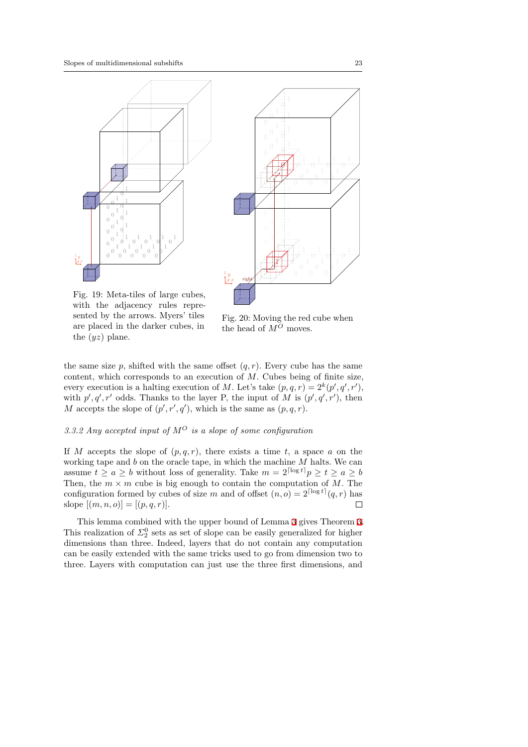Fig. 19: Meta-tiles of large cubes, with the adjacency rules represented by the arrows. Myers' tiles are placed in the darker cubes, in the $(yz)$ plane.

Fig. 20: Moving the red cube when the head of $M^O$ moves.

the same size $p$, shifted with the same offset $(q, r)$. Every cube has the same content, which corresponds to an execution of $M$. Cubes being of finite size, every execution is a halting execution of $M$. Let's take $(p, q, r) = 2^k(p', q', r')$, with $p', q', r'$ odds. Thanks to the layer P, the input of $M$ is $(p', q', r')$, then $M$ accepts the slope of $(p', r', q')$, which is the same as $(p, q, r)$.

### 3.3.2 Any accepted input of $M^O$ is a slope of some configuration

If $M$ accepts the slope of $(p, q, r)$, there exists a time $t$, a space $a$ on the working tape and $b$ on the oracle tape, in which the machine $M$ halts. We can assume $t \geq a \geq b$ without loss of generality. Take $m = 2^{\lceil \log t \rceil} p \geq t \geq a \geq b$ Then, the $m \times m$ cube is big enough to contain the computation of $M$. The configuration formed by cubes of size $m$ and of offset $(n, o) = 2^{\lceil \log t \rceil}(q, r)$ has slope $[(m, n, o)] = [(p, q, r)]$. □

This lemma combined with the upper bound of Lemma 3 gives Theorem 3. This realization of $\Sigma_2^0$ sets as set of slope can be easily generalized for higher dimensions than three. Indeed, layers that do not contain any computation can be easily extended with the same tricks used to go from dimension two to three. Layers with computation can just use the three first dimensions, and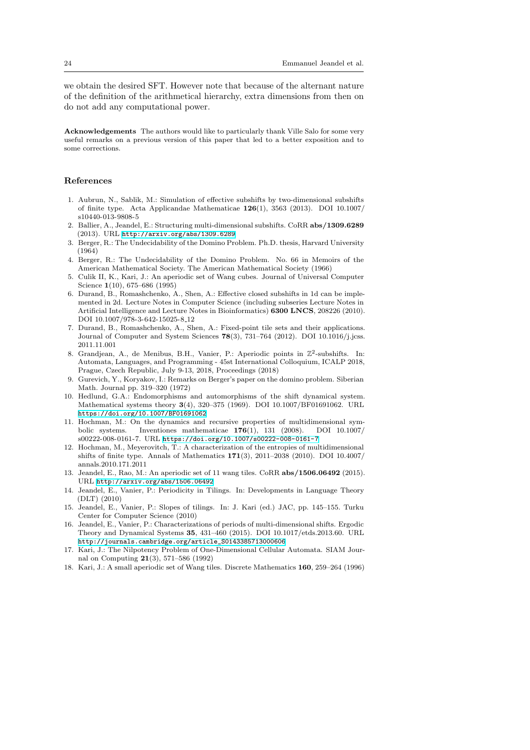we obtain the desired SFT. However note that because of the alternant nature of the definition of the arithmetical hierarchy, extra dimensions from then on do not add any computational power.

**Acknowledgements** The authors would like to particularly thank Ville Salo for some very useful remarks on a previous version of this paper that led to a better exposition and to some corrections.

## References

1. Aubrun, N., Sablik, M.: Simulation of effective subshifts by two-dimensional subshifts of finite type. Acta Applicandae Mathematicae **126**(1), 3563 (2013). DOI 10.1007/s10440-013-9808-5
2. Ballier, A., Jeandel, E.: Structuring multi-dimensional subshifts. CoRR **abs/1309.6289** (2013). URL http://arxiv.org/abs/1309.6289
3. Berger, R.: The Undecidability of the Domino Problem. Ph.D. thesis, Harvard University (1964)
4. Berger, R.: The Undecidability of the Domino Problem. No. 66 in Memoirs of the American Mathematical Society. The American Mathematical Society (1966)
5. Culik II, K., Kari, J.: An aperiodic set of Wang cubes. Journal of Universal Computer Science **1**(10), 675–686 (1995)
6. Durand, B., Romashchenko, A., Shen, A.: Effective closed subshifts in 1d can be implemented in 2d. Lecture Notes in Computer Science (including subseries Lecture Notes in Artificial Intelligence and Lecture Notes in Bioinformatics) **6300 LNCS**, 208226 (2010). DOI 10.1007/978-3-642-15025-8_12
7. Durand, B., Romashchenko, A., Shen, A.: Fixed-point tile sets and their applications. Journal of Computer and System Sciences **78**(3), 731–764 (2012). DOI 10.1016/j.jcss.2011.11.001
8. Grandjean, A., de Menibus, B.H., Vanier, P.: Aperiodic points in $\mathbb{Z}^2$-subshifts. In: Automata, Languages, and Programming - 45st International Colloquium, ICALP 2018, Prague, Czech Republic, July 9-13, 2018, Proceedings (2018)
9. Gurevich, Y., Koryakov, I.: Remarks on Berger's paper on the domino problem. Siberian Math. Journal pp. 319–320 (1972)
10. Hedlund, G.A.: Endomorphisms and automorphisms of the shift dynamical system. Mathematical systems theory **3**(4), 320–375 (1969). DOI 10.1007/BF01691062. URL https://doi.org/10.1007/BF01691062
11. Hochman, M.: On the dynamics and recursive properties of multidimensional symbolic systems. Inventiones mathematicae **176**(1), 131 (2008). DOI 10.1007/s00222-008-0161-7. URL https://doi.org/10.1007/s00222-008-0161-7
12. Hochman, M., Meyerovitch, T.: A characterization of the entropies of multidimensional shifts of finite type. Annals of Mathematics **171**(3), 2011–2038 (2010). DOI 10.4007/annals.2010.171.2011
13. Jeandel, E., Rao, M.: An aperiodic set of 11 wang tiles. CoRR **abs/1506.06492** (2015). URL http://arxiv.org/abs/1506.06492
14. Jeandel, E., Vanier, P.: Periodicity in Tilings. In: Developments in Language Theory (DLT) (2010)
15. Jeandel, E., Vanier, P.: Slopes of tilings. In: J. Kari (ed.) JAC, pp. 145–155. Turku Center for Computer Science (2010)
16. Jeandel, E., Vanier, P.: Characterizations of periods of multi-dimensional shifts. Ergodic Theory and Dynamical Systems **35**, 431–460 (2015). DOI 10.1017/etds.2013.60. URL http://journals.cambridge.org/article_S0143385713000606
17. Kari, J.: The Nilpotency Problem of One-Dimensional Cellular Automata. SIAM Journal on Computing **21**(3), 571–586 (1992)
18. Kari, J.: A small aperiodic set of Wang tiles. Discrete Mathematics **160**, 259–264 (1996)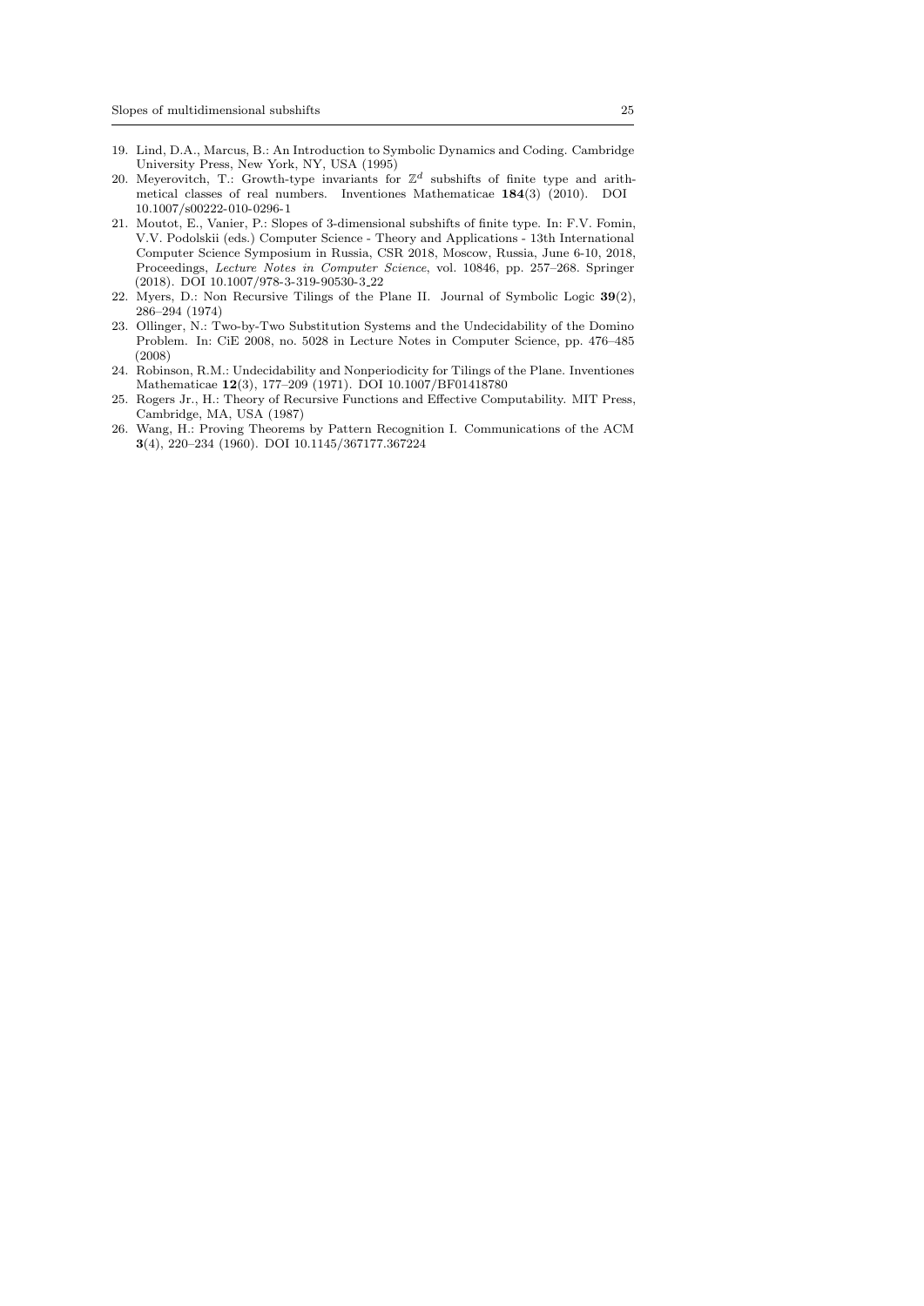19. Lind, D.A., Marcus, B.: An Introduction to Symbolic Dynamics and Coding. Cambridge University Press, New York, NY, USA (1995)
20. Meyerovitch, T.: Growth-type invariants for $\mathbb{Z}^d$ subshifts of finite type and arithmetical classes of real numbers. Inventiones Mathematicae **184**(3) (2010). DOI 10.1007/s00222-010-0296-1
21. Moutot, E., Vanier, P.: Slopes of 3-dimensional subshifts of finite type. In: F.V. Fomin, V.V. Podolskii (eds.) Computer Science - Theory and Applications - 13th International Computer Science Symposium in Russia, CSR 2018, Moscow, Russia, June 6-10, 2018, Proceedings, *Lecture Notes in Computer Science*, vol. 10846, pp. 257–268. Springer (2018). DOI 10.1007/978-3-319-90530-3_22
22. Myers, D.: Non Recursive Tilings of the Plane II. Journal of Symbolic Logic **39**(2), 286–294 (1974)
23. Ollinger, N.: Two-by-Two Substitution Systems and the Undecidability of the Domino Problem. In: CiE 2008, no. 5028 in Lecture Notes in Computer Science, pp. 476–485 (2008)
24. Robinson, R.M.: Undecidability and Nonperiodicity for Tilings of the Plane. Inventiones Mathematicae **12**(3), 177–209 (1971). DOI 10.1007/BF01418780
25. Rogers Jr., H.: Theory of Recursive Functions and Effective Computability. MIT Press, Cambridge, MA, USA (1987)
26. Wang, H.: Proving Theorems by Pattern Recognition I. Communications of the ACM **3**(4), 220–234 (1960). DOI 10.1145/367177.367224